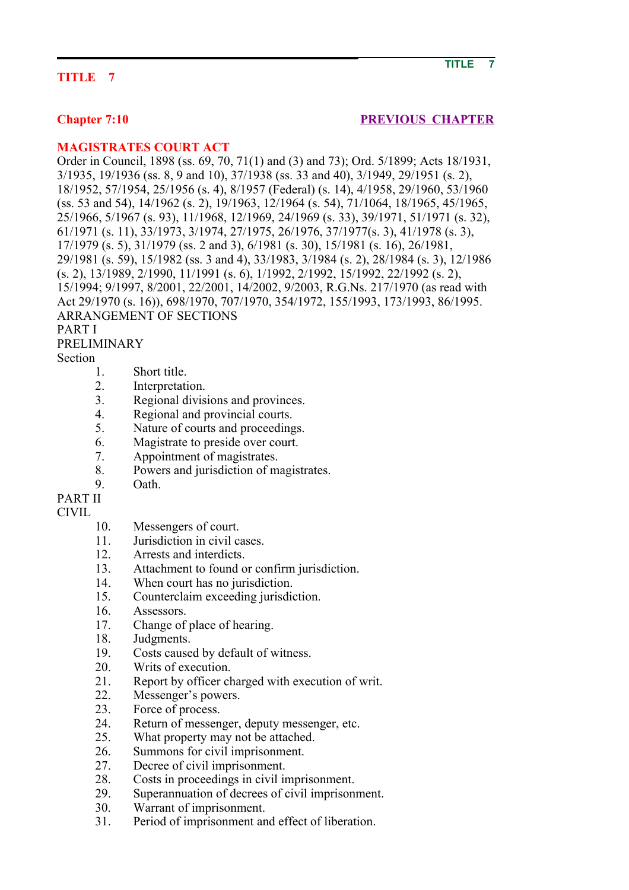# TITLE 7

**Chapter 7:10** PREVIOUS CHAPTER

## MAGISTRATES COURT ACT

Order in Council, 1898 (ss. 69, 70, 71(1) and (3) and 73); Ord. 5/1899; Acts 18/1931, 3/1935, 19/1936 (ss. 8, 9 and 10), 37/1938 (ss. 33 and 40), 3/1949, 29/1951 (s. 2), 18/1952, 57/1954, 25/1956 (s. 4), 8/1957 (Federal) (s. 14), 4/1958, 29/1960, 53/1960 (ss. 53 and 54), 14/1962 (s. 2), 19/1963, 12/1964 (s. 54), 71/1064, 18/1965, 45/1965, 25/1966, 5/1967 (s. 93), 11/1968, 12/1969, 24/1969 (s. 33), 39/1971, 51/1971 (s. 32), 61/1971 (s. 11), 33/1973, 3/1974, 27/1975, 26/1976, 37/1977(s. 3), 41/1978 (s. 3), 17/1979 (s. 5), 31/1979 (ss. 2 and 3), 6/1981 (s. 30), 15/1981 (s. 16), 26/1981, 29/1981 (s. 59), 15/1982 (ss. 3 and 4), 33/1983, 3/1984 (s. 2), 28/1984 (s. 3), 12/1986 (s. 2), 13/1989, 2/1990, 11/1991 (s. 6), 1/1992, 2/1992, 15/1992, 22/1992 (s. 2), 15/1994; 9/1997, 8/2001, 22/2001, 14/2002, 9/2003, R.G.Ns. 217/1970 (as read with Act 29/1970 (s. 16)), 698/1970, 707/1970, 354/1972, 155/1993, 173/1993, 86/1995.

ARRANGEMENT OF SECTIONS

PART I

PRELIMINARY

Section

1. Short title.
2. Interpretation.
3. Regional divisions and provinces.
4. Regional and provincial courts.
5. Nature of courts and proceedings.
6. Magistrate to preside over court.
7. Appointment of magistrates.
8. Powers and jurisdiction of magistrates.
9. Oath.

PART II

CIVIL

10. Messengers of court.
11. Jurisdiction in civil cases.
12. Arrests and interdicts.
13. Attachment to found or confirm jurisdiction.
14. When court has no jurisdiction.
15. Counterclaim exceeding jurisdiction.
16. Assessors.
17. Change of place of hearing.
18. Judgments.
19. Costs caused by default of witness.
20. Writs of execution.
21. Report by officer charged with execution of writ.
22. Messenger's powers.
23. Force of process.
24. Return of messenger, deputy messenger, etc.
25. What property may not be attached.
26. Summons for civil imprisonment.
27. Decree of civil imprisonment.
28. Costs in proceedings in civil imprisonment.
29. Superannuation of decrees of civil imprisonment.
30. Warrant of imprisonment.
31. Period of imprisonment and effect of liberation.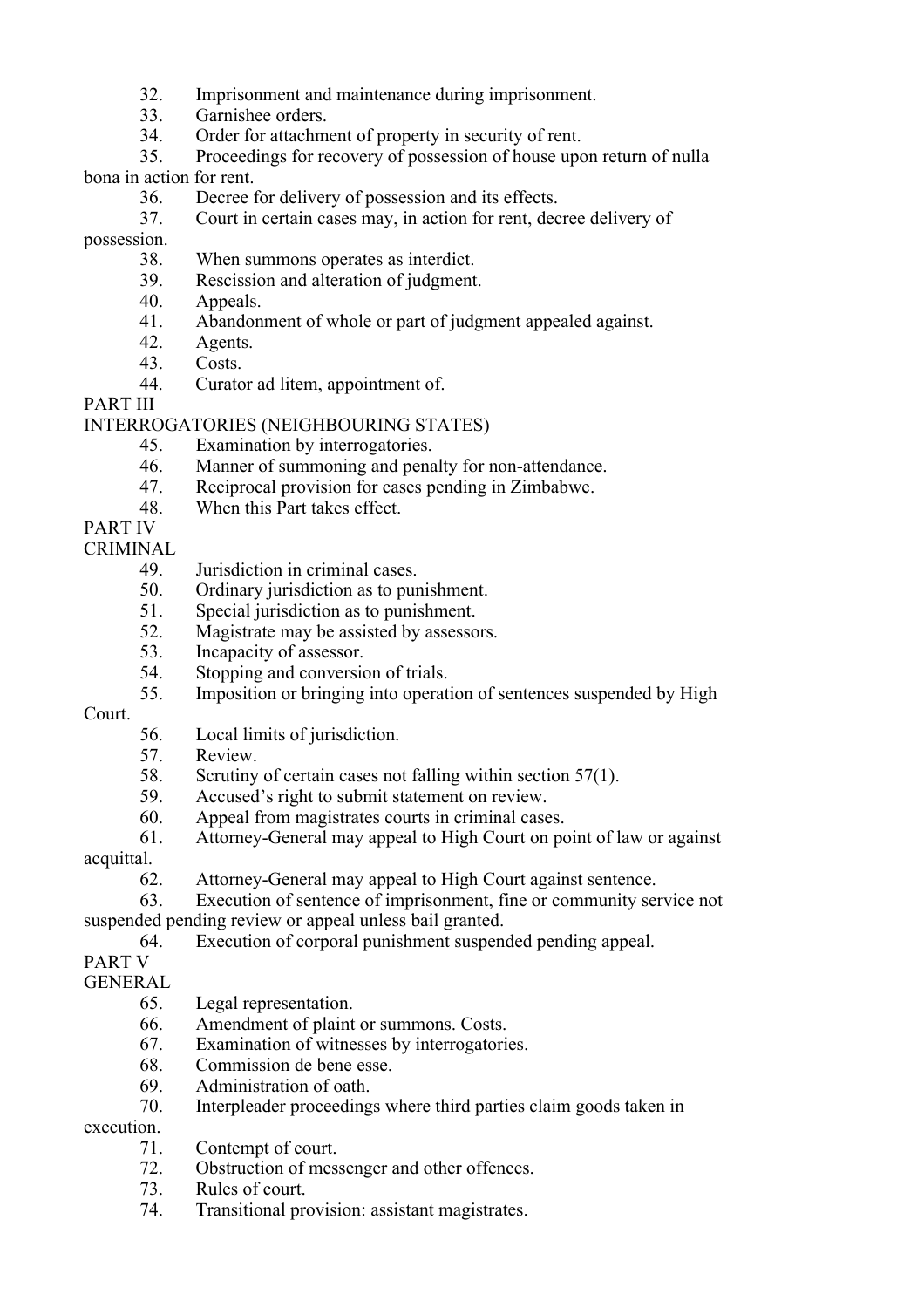32. Imprisonment and maintenance during imprisonment.
33. Garnishee orders.
34. Order for attachment of property in security of rent.
35. Proceedings for recovery of possession of house upon return of nulla bona in action for rent.
36. Decree for delivery of possession and its effects.
37. Court in certain cases may, in action for rent, decree delivery of possession.
38. When summons operates as interdict.
39. Rescission and alteration of judgment.
40. Appeals.
41. Abandonment of whole or part of judgment appealed against.
42. Agents.
43. Costs.
44. Curator ad litem, appointment of.

PART III

INTERROGATORIES (NEIGHBOURING STATES)

45. Examination by interrogatories.
46. Manner of summoning and penalty for non-attendance.
47. Reciprocal provision for cases pending in Zimbabwe.
48. When this Part takes effect.

PART IV

CRIMINAL

49. Jurisdiction in criminal cases.
50. Ordinary jurisdiction as to punishment.
51. Special jurisdiction as to punishment.
52. Magistrate may be assisted by assessors.
53. Incapacity of assessor.
54. Stopping and conversion of trials.
55. Imposition or bringing into operation of sentences suspended by High Court.
56. Local limits of jurisdiction.
57. Review.
58. Scrutiny of certain cases not falling within section 57(1).
59. Accused's right to submit statement on review.
60. Appeal from magistrates courts in criminal cases.
61. Attorney-General may appeal to High Court on point of law or against acquittal.
62. Attorney-General may appeal to High Court against sentence.
63. Execution of sentence of imprisonment, fine or community service not suspended pending review or appeal unless bail granted.
64. Execution of corporal punishment suspended pending appeal.

PART V

GENERAL

65. Legal representation.
66. Amendment of plaint or summons. Costs.
67. Examination of witnesses by interrogatories.
68. Commission de bene esse.
69. Administration of oath.
70. Interpleader proceedings where third parties claim goods taken in execution.
71. Contempt of court.
72. Obstruction of messenger and other offences.
73. Rules of court.
74. Transitional provision: assistant magistrates.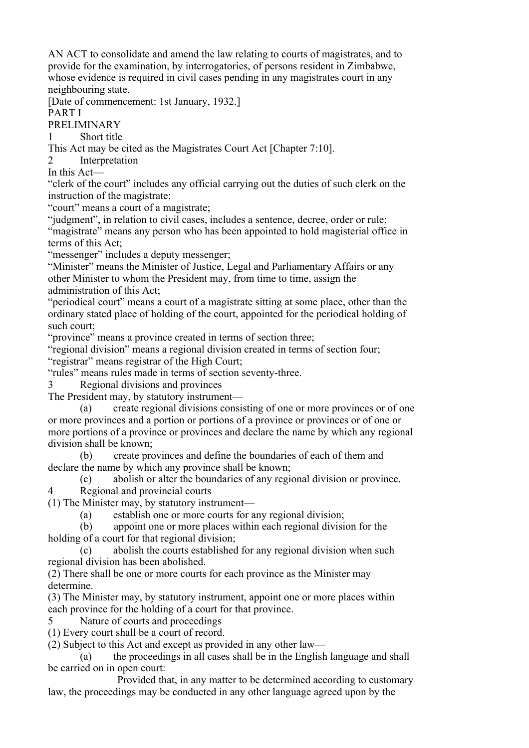AN ACT to consolidate and amend the law relating to courts of magistrates, and to provide for the examination, by interrogatories, of persons resident in Zimbabwe, whose evidence is required in civil cases pending in any magistrates court in any neighbouring state.

[Date of commencement: 1st January, 1932.]

## PART I

## PRELIMINARY

### 1 Short title

This Act may be cited as the Magistrates Court Act [Chapter 7:10].

### 2 Interpretation

In this Act—

"clerk of the court" includes any official carrying out the duties of such clerk on the instruction of the magistrate;

"court" means a court of a magistrate;

"judgment", in relation to civil cases, includes a sentence, decree, order or rule;

"magistrate" means any person who has been appointed to hold magisterial office in terms of this Act;

"messenger" includes a deputy messenger;

"Minister" means the Minister of Justice, Legal and Parliamentary Affairs or any other Minister to whom the President may, from time to time, assign the administration of this Act;

"periodical court" means a court of a magistrate sitting at some place, other than the ordinary stated place of holding of the court, appointed for the periodical holding of such court;

"province" means a province created in terms of section three;

"regional division" means a regional division created in terms of section four;

"registrar" means registrar of the High Court;

"rules" means rules made in terms of section seventy-three.

### 3 Regional divisions and provinces

The President may, by statutory instrument—

(a) create regional divisions consisting of one or more provinces or of one or more provinces and a portion or portions of a province or provinces or of one or more portions of a province or provinces and declare the name by which any regional division shall be known;

(b) create provinces and define the boundaries of each of them and declare the name by which any province shall be known;

(c) abolish or alter the boundaries of any regional division or province.

### 4 Regional and provincial courts

(1) The Minister may, by statutory instrument—

(a) establish one or more courts for any regional division;

(b) appoint one or more places within each regional division for the holding of a court for that regional division;

(c) abolish the courts established for any regional division when such regional division has been abolished.

(2) There shall be one or more courts for each province as the Minister may determine.

(3) The Minister may, by statutory instrument, appoint one or more places within each province for the holding of a court for that province.

### 5 Nature of courts and proceedings

(1) Every court shall be a court of record.

(2) Subject to this Act and except as provided in any other law—

(a) the proceedings in all cases shall be in the English language and shall be carried on in open court:

Provided that, in any matter to be determined according to customary law, the proceedings may be conducted in any other language agreed upon by the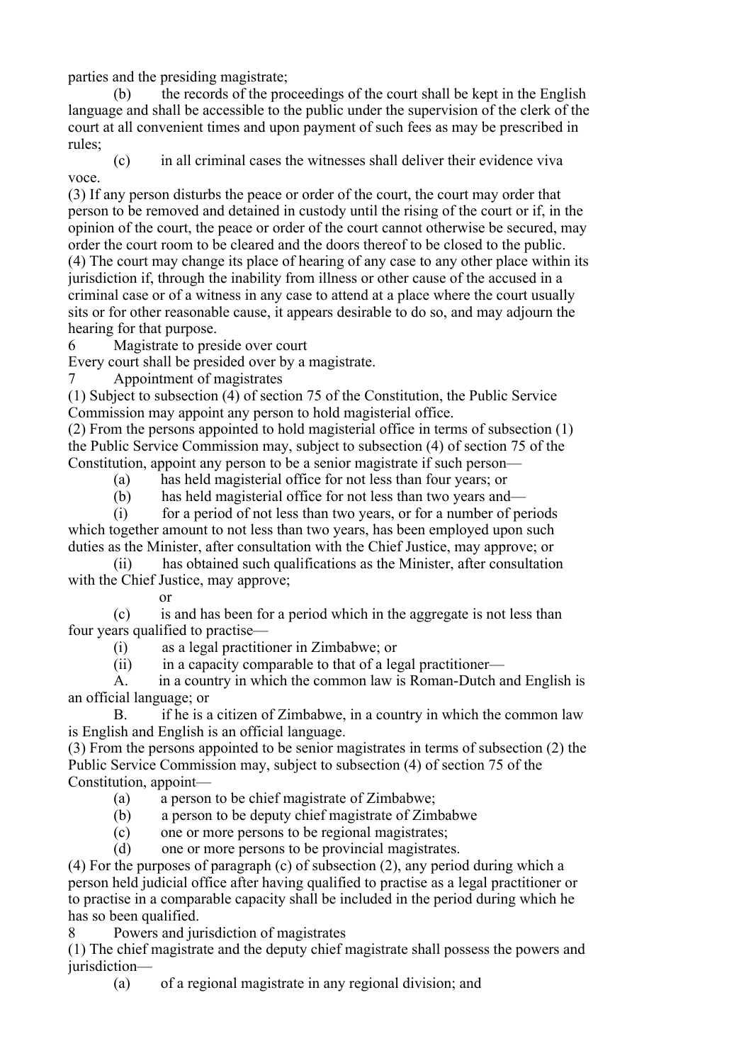parties and the presiding magistrate;

(b) the records of the proceedings of the court shall be kept in the English language and shall be accessible to the public under the supervision of the clerk of the court at all convenient times and upon payment of such fees as may be prescribed in rules;

(c) in all criminal cases the witnesses shall deliver their evidence viva voce.

(3) If any person disturbs the peace or order of the court, the court may order that person to be removed and detained in custody until the rising of the court or if, in the opinion of the court, the peace or order of the court cannot otherwise be secured, may order the court room to be cleared and the doors thereof to be closed to the public.

(4) The court may change its place of hearing of any case to any other place within its jurisdiction if, through the inability from illness or other cause of the accused in a criminal case or of a witness in any case to attend at a place where the court usually sits or for other reasonable cause, it appears desirable to do so, and may adjourn the hearing for that purpose.

### 6 Magistrate to preside over court

Every court shall be presided over by a magistrate.

### 7 Appointment of magistrates

(1) Subject to subsection (4) of section 75 of the Constitution, the Public Service Commission may appoint any person to hold magisterial office.

(2) From the persons appointed to hold magisterial office in terms of subsection (1) the Public Service Commission may, subject to subsection (4) of section 75 of the Constitution, appoint any person to be a senior magistrate if such person—

(a) has held magisterial office for not less than four years; or

(b) has held magisterial office for not less than two years and—

(i) for a period of not less than two years, or for a number of periods which together amount to not less than two years, has been employed upon such duties as the Minister, after consultation with the Chief Justice, may approve; or

(ii) has obtained such qualifications as the Minister, after consultation with the Chief Justice, may approve;

or

(c) is and has been for a period which in the aggregate is not less than four years qualified to practise—

(i) as a legal practitioner in Zimbabwe; or

(ii) in a capacity comparable to that of a legal practitioner—

A. in a country in which the common law is Roman-Dutch and English is an official language; or

B. if he is a citizen of Zimbabwe, in a country in which the common law is English and English is an official language.

(3) From the persons appointed to be senior magistrates in terms of subsection (2) the Public Service Commission may, subject to subsection (4) of section 75 of the Constitution, appoint—

(a) a person to be chief magistrate of Zimbabwe;

(b) a person to be deputy chief magistrate of Zimbabwe

(c) one or more persons to be regional magistrates;

(d) one or more persons to be provincial magistrates.

(4) For the purposes of paragraph (c) of subsection (2), any period during which a person held judicial office after having qualified to practise as a legal practitioner or to practise in a comparable capacity shall be included in the period during which he has so been qualified.

### 8 Powers and jurisdiction of magistrates

(1) The chief magistrate and the deputy chief magistrate shall possess the powers and jurisdiction—

(a) of a regional magistrate in any regional division; and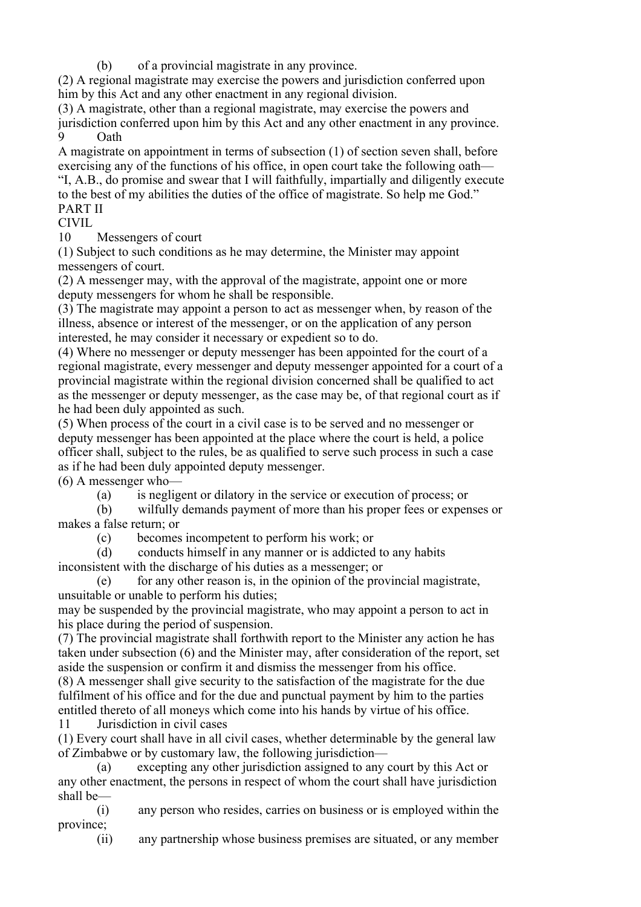(b) of a provincial magistrate in any province.

(2) A regional magistrate may exercise the powers and jurisdiction conferred upon him by this Act and any other enactment in any regional division.

(3) A magistrate, other than a regional magistrate, may exercise the powers and jurisdiction conferred upon him by this Act and any other enactment in any province.

### 9 Oath

A magistrate on appointment in terms of subsection (1) of section seven shall, before exercising any of the functions of his office, in open court take the following oath—

"I, A.B., do promise and swear that I will faithfully, impartially and diligently execute to the best of my abilities the duties of the office of magistrate. So help me God."

## PART II

## CIVIL

### 10 Messengers of court

(1) Subject to such conditions as he may determine, the Minister may appoint messengers of court.

(2) A messenger may, with the approval of the magistrate, appoint one or more deputy messengers for whom he shall be responsible.

(3) The magistrate may appoint a person to act as messenger when, by reason of the illness, absence or interest of the messenger, or on the application of any person interested, he may consider it necessary or expedient so to do.

(4) Where no messenger or deputy messenger has been appointed for the court of a regional magistrate, every messenger and deputy messenger appointed for a court of a provincial magistrate within the regional division concerned shall be qualified to act as the messenger or deputy messenger, as the case may be, of that regional court as if he had been duly appointed as such.

(5) When process of the court in a civil case is to be served and no messenger or deputy messenger has been appointed at the place where the court is held, a police officer shall, subject to the rules, be as qualified to serve such process in such a case as if he had been duly appointed deputy messenger.

(6) A messenger who—

(a) is negligent or dilatory in the service or execution of process; or

(b) wilfully demands payment of more than his proper fees or expenses or makes a false return; or

(c) becomes incompetent to perform his work; or

(d) conducts himself in any manner or is addicted to any habits inconsistent with the discharge of his duties as a messenger; or

(e) for any other reason is, in the opinion of the provincial magistrate, unsuitable or unable to perform his duties;

may be suspended by the provincial magistrate, who may appoint a person to act in his place during the period of suspension.

(7) The provincial magistrate shall forthwith report to the Minister any action he has taken under subsection (6) and the Minister may, after consideration of the report, set aside the suspension or confirm it and dismiss the messenger from his office.

(8) A messenger shall give security to the satisfaction of the magistrate for the due fulfilment of his office and for the due and punctual payment by him to the parties entitled thereto of all moneys which come into his hands by virtue of his office.

### 11 Jurisdiction in civil cases

(1) Every court shall have in all civil cases, whether determinable by the general law of Zimbabwe or by customary law, the following jurisdiction—

(a) excepting any other jurisdiction assigned to any court by this Act or any other enactment, the persons in respect of whom the court shall have jurisdiction shall be—

(i) any person who resides, carries on business or is employed within the province;

(ii) any partnership whose business premises are situated, or any member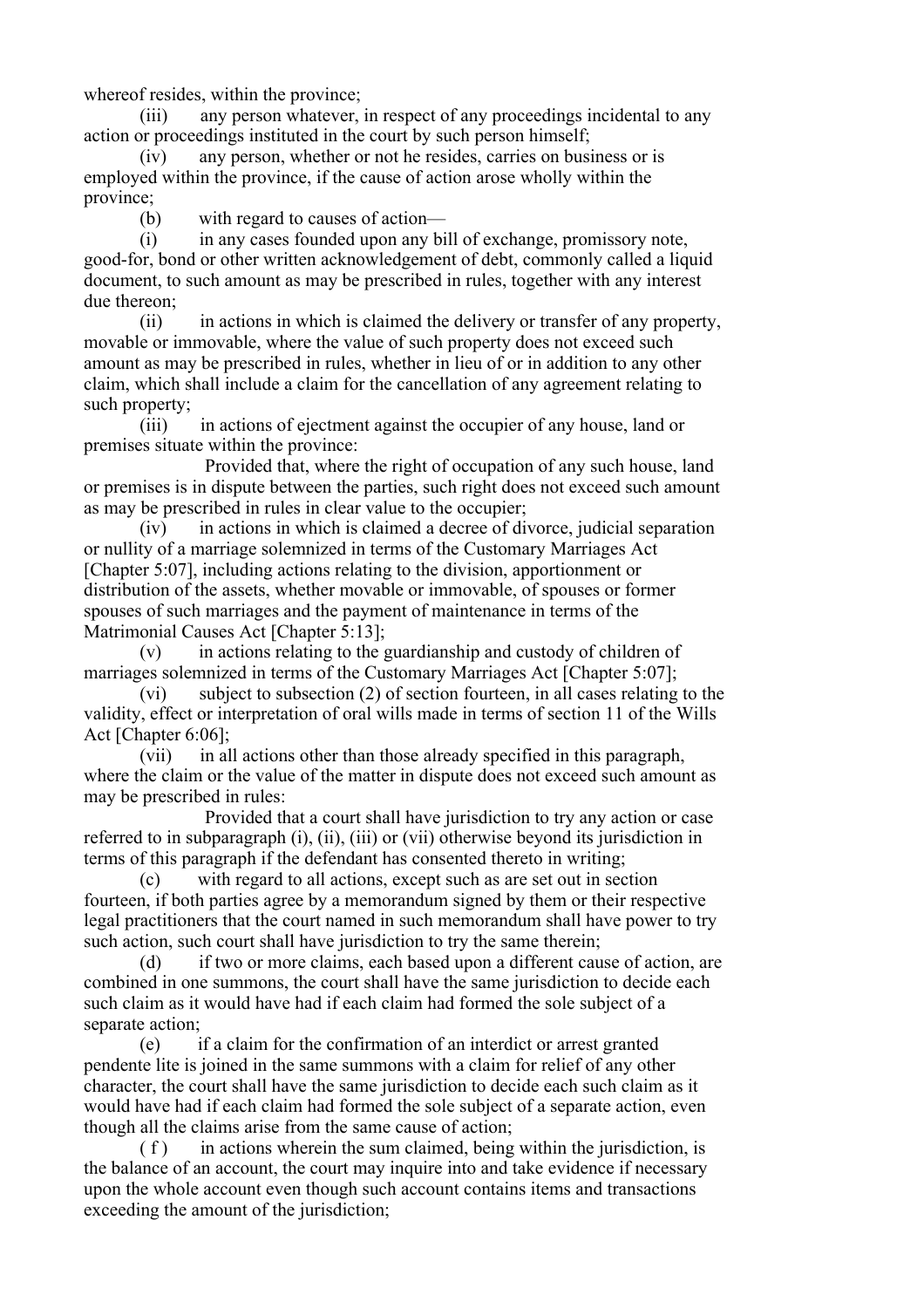whereof resides, within the province;

(iii) any person whatever, in respect of any proceedings incidental to any action or proceedings instituted in the court by such person himself;

(iv) any person, whether or not he resides, carries on business or is employed within the province, if the cause of action arose wholly within the province;

(b) with regard to causes of action—

(i) in any cases founded upon any bill of exchange, promissory note, good-for, bond or other written acknowledgement of debt, commonly called a liquid document, to such amount as may be prescribed in rules, together with any interest due thereon;

(ii) in actions in which is claimed the delivery or transfer of any property, movable or immovable, where the value of such property does not exceed such amount as may be prescribed in rules, whether in lieu of or in addition to any other claim, which shall include a claim for the cancellation of any agreement relating to such property;

(iii) in actions of ejectment against the occupier of any house, land or premises situate within the province:

Provided that, where the right of occupation of any such house, land or premises is in dispute between the parties, such right does not exceed such amount as may be prescribed in rules in clear value to the occupier;

(iv) in actions in which is claimed a decree of divorce, judicial separation or nullity of a marriage solemnized in terms of the Customary Marriages Act [Chapter 5:07], including actions relating to the division, apportionment or distribution of the assets, whether movable or immovable, of spouses or former spouses of such marriages and the payment of maintenance in terms of the Matrimonial Causes Act [Chapter 5:13];

(v) in actions relating to the guardianship and custody of children of marriages solemnized in terms of the Customary Marriages Act [Chapter 5:07];

(vi) subject to subsection (2) of section fourteen, in all cases relating to the validity, effect or interpretation of oral wills made in terms of section 11 of the Wills Act [Chapter 6:06];

(vii) in all actions other than those already specified in this paragraph, where the claim or the value of the matter in dispute does not exceed such amount as may be prescribed in rules:

Provided that a court shall have jurisdiction to try any action or case referred to in subparagraph (i), (ii), (iii) or (vii) otherwise beyond its jurisdiction in terms of this paragraph if the defendant has consented thereto in writing;

(c) with regard to all actions, except such as are set out in section fourteen, if both parties agree by a memorandum signed by them or their respective legal practitioners that the court named in such memorandum shall have power to try such action, such court shall have jurisdiction to try the same therein;

(d) if two or more claims, each based upon a different cause of action, are combined in one summons, the court shall have the same jurisdiction to decide each such claim as it would have had if each claim had formed the sole subject of a separate action;

(e) if a claim for the confirmation of an interdict or arrest granted pendente lite is joined in the same summons with a claim for relief of any other character, the court shall have the same jurisdiction to decide each such claim as it would have had if each claim had formed the sole subject of a separate action, even though all the claims arise from the same cause of action;

(f) in actions wherein the sum claimed, being within the jurisdiction, is the balance of an account, the court may inquire into and take evidence if necessary upon the whole account even though such account contains items and transactions exceeding the amount of the jurisdiction;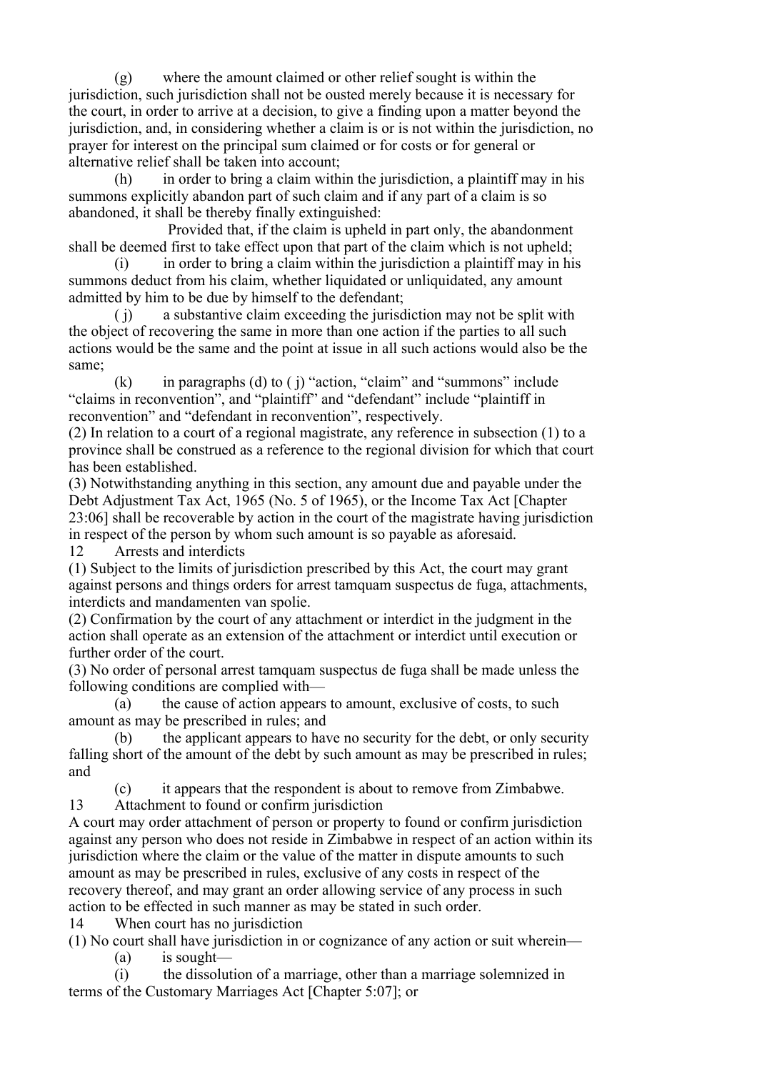(g) where the amount claimed or other relief sought is within the jurisdiction, such jurisdiction shall not be ousted merely because it is necessary for the court, in order to arrive at a decision, to give a finding upon a matter beyond the jurisdiction, and, in considering whether a claim is or is not within the jurisdiction, no prayer for interest on the principal sum claimed or for costs or for general or alternative relief shall be taken into account;

(h) in order to bring a claim within the jurisdiction, a plaintiff may in his summons explicitly abandon part of such claim and if any part of a claim is so abandoned, it shall be thereby finally extinguished:

Provided that, if the claim is upheld in part only, the abandonment shall be deemed first to take effect upon that part of the claim which is not upheld;

(i) in order to bring a claim within the jurisdiction a plaintiff may in his summons deduct from his claim, whether liquidated or unliquidated, any amount admitted by him to be due by himself to the defendant;

( j) a substantive claim exceeding the jurisdiction may not be split with the object of recovering the same in more than one action if the parties to all such actions would be the same and the point at issue in all such actions would also be the same;

(k) in paragraphs (d) to ( j) "action, "claim" and "summons" include "claims in reconvention", and "plaintiff" and "defendant" include "plaintiff in reconvention" and "defendant in reconvention", respectively.

(2) In relation to a court of a regional magistrate, any reference in subsection (1) to a province shall be construed as a reference to the regional division for which that court has been established.

(3) Notwithstanding anything in this section, any amount due and payable under the Debt Adjustment Tax Act, 1965 (No. 5 of 1965), or the Income Tax Act [Chapter 23:06] shall be recoverable by action in the court of the magistrate having jurisdiction in respect of the person by whom such amount is so payable as aforesaid.

12 Arrests and interdicts

(1) Subject to the limits of jurisdiction prescribed by this Act, the court may grant against persons and things orders for arrest tamquam suspectus de fuga, attachments, interdicts and mandamenten van spolie.

(2) Confirmation by the court of any attachment or interdict in the judgment in the action shall operate as an extension of the attachment or interdict until execution or further order of the court.

(3) No order of personal arrest tamquam suspectus de fuga shall be made unless the following conditions are complied with—

(a) the cause of action appears to amount, exclusive of costs, to such amount as may be prescribed in rules; and

(b) the applicant appears to have no security for the debt, or only security falling short of the amount of the debt by such amount as may be prescribed in rules; and

(c) it appears that the respondent is about to remove from Zimbabwe.

13 Attachment to found or confirm jurisdiction

A court may order attachment of person or property to found or confirm jurisdiction against any person who does not reside in Zimbabwe in respect of an action within its jurisdiction where the claim or the value of the matter in dispute amounts to such amount as may be prescribed in rules, exclusive of any costs in respect of the recovery thereof, and may grant an order allowing service of any process in such action to be effected in such manner as may be stated in such order.

14 When court has no jurisdiction

(1) No court shall have jurisdiction in or cognizance of any action or suit wherein—

(a) is sought—

(i) the dissolution of a marriage, other than a marriage solemnized in terms of the Customary Marriages Act [Chapter 5:07]; or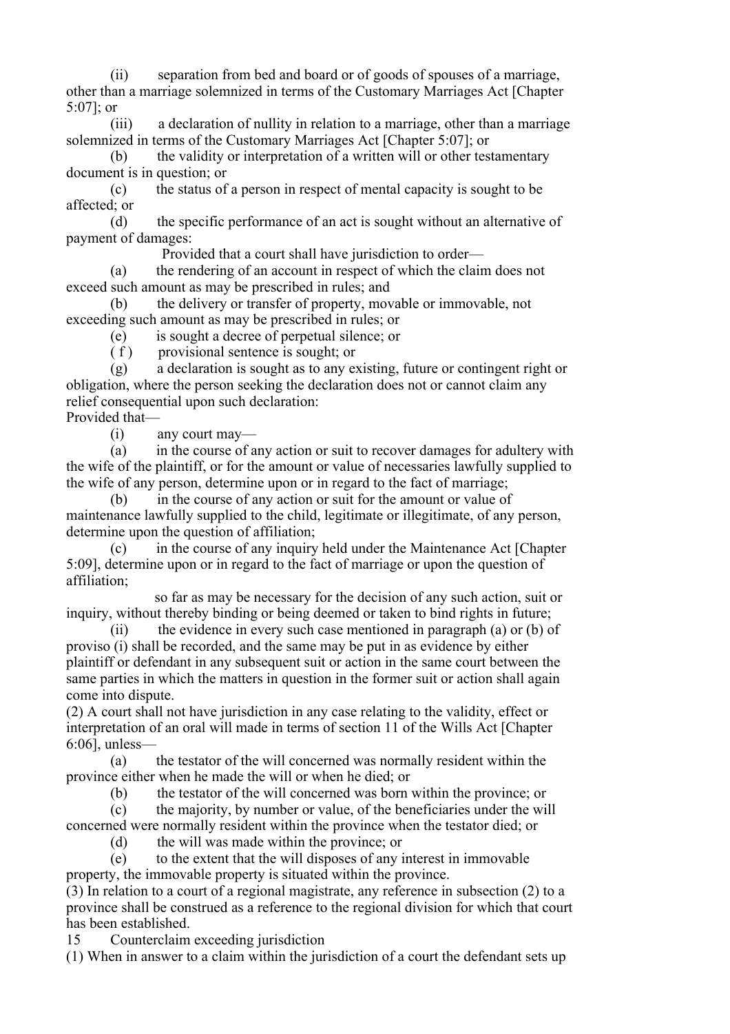(ii) separation from bed and board or of goods of spouses of a marriage, other than a marriage solemnized in terms of the Customary Marriages Act [Chapter 5:07]; or

(iii) a declaration of nullity in relation to a marriage, other than a marriage solemnized in terms of the Customary Marriages Act [Chapter 5:07]; or

(b) the validity or interpretation of a written will or other testamentary document is in question; or

(c) the status of a person in respect of mental capacity is sought to be affected; or

(d) the specific performance of an act is sought without an alternative of payment of damages:

Provided that a court shall have jurisdiction to order—

(a) the rendering of an account in respect of which the claim does not exceed such amount as may be prescribed in rules; and

(b) the delivery or transfer of property, movable or immovable, not exceeding such amount as may be prescribed in rules; or

(e) is sought a decree of perpetual silence; or

( f ) provisional sentence is sought; or

(g) a declaration is sought as to any existing, future or contingent right or obligation, where the person seeking the declaration does not or cannot claim any relief consequential upon such declaration:

Provided that—

(i) any court may—

(a) in the course of any action or suit to recover damages for adultery with the wife of the plaintiff, or for the amount or value of necessaries lawfully supplied to the wife of any person, determine upon or in regard to the fact of marriage;

(b) in the course of any action or suit for the amount or value of maintenance lawfully supplied to the child, legitimate or illegitimate, of any person, determine upon the question of affiliation;

(c) in the course of any inquiry held under the Maintenance Act [Chapter 5:09], determine upon or in regard to the fact of marriage or upon the question of affiliation;

so far as may be necessary for the decision of any such action, suit or inquiry, without thereby binding or being deemed or taken to bind rights in future;

(ii) the evidence in every such case mentioned in paragraph (a) or (b) of proviso (i) shall be recorded, and the same may be put in as evidence by either plaintiff or defendant in any subsequent suit or action in the same court between the same parties in which the matters in question in the former suit or action shall again come into dispute.

(2) A court shall not have jurisdiction in any case relating to the validity, effect or interpretation of an oral will made in terms of section 11 of the Wills Act [Chapter 6:06], unless—

(a) the testator of the will concerned was normally resident within the province either when he made the will or when he died; or

(b) the testator of the will concerned was born within the province; or

(c) the majority, by number or value, of the beneficiaries under the will concerned were normally resident within the province when the testator died; or

(d) the will was made within the province; or

(e) to the extent that the will disposes of any interest in immovable property, the immovable property is situated within the province.

(3) In relation to a court of a regional magistrate, any reference in subsection (2) to a province shall be construed as a reference to the regional division for which that court has been established.

15 Counterclaim exceeding jurisdiction

(1) When in answer to a claim within the jurisdiction of a court the defendant sets up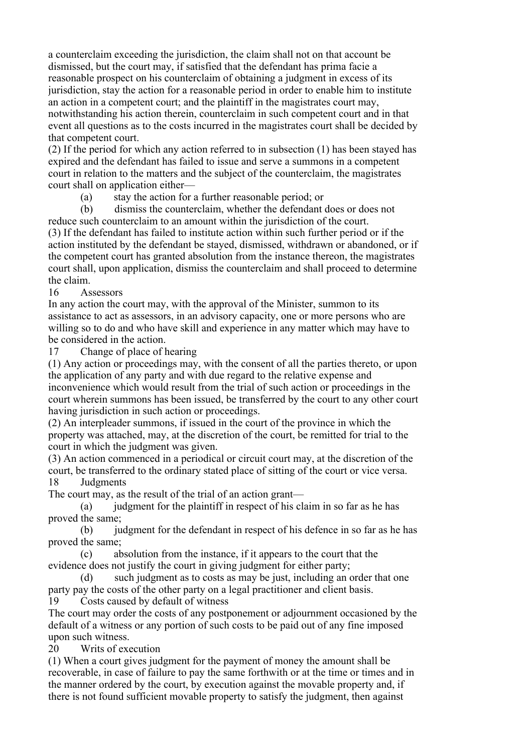a counterclaim exceeding the jurisdiction, the claim shall not on that account be dismissed, but the court may, if satisfied that the defendant has prima facie a reasonable prospect on his counterclaim of obtaining a judgment in excess of its jurisdiction, stay the action for a reasonable period in order to enable him to institute an action in a competent court; and the plaintiff in the magistrates court may, notwithstanding his action therein, counterclaim in such competent court and in that event all questions as to the costs incurred in the magistrates court shall be decided by that competent court.

(2) If the period for which any action referred to in subsection (1) has been stayed has expired and the defendant has failed to issue and serve a summons in a competent court in relation to the matters and the subject of the counterclaim, the magistrates court shall on application either—

(a) stay the action for a further reasonable period; or

(b) dismiss the counterclaim, whether the defendant does or does not reduce such counterclaim to an amount within the jurisdiction of the court.

(3) If the defendant has failed to institute action within such further period or if the action instituted by the defendant be stayed, dismissed, withdrawn or abandoned, or if the competent court has granted absolution from the instance thereon, the magistrates court shall, upon application, dismiss the counterclaim and shall proceed to determine the claim.

### 16 Assessors

In any action the court may, with the approval of the Minister, summon to its assistance to act as assessors, in an advisory capacity, one or more persons who are willing so to do and who have skill and experience in any matter which may have to be considered in the action.

### 17 Change of place of hearing

(1) Any action or proceedings may, with the consent of all the parties thereto, or upon the application of any party and with due regard to the relative expense and inconvenience which would result from the trial of such action or proceedings in the court wherein summons has been issued, be transferred by the court to any other court having jurisdiction in such action or proceedings.

(2) An interpleader summons, if issued in the court of the province in which the property was attached, may, at the discretion of the court, be remitted for trial to the court in which the judgment was given.

(3) An action commenced in a periodical or circuit court may, at the discretion of the court, be transferred to the ordinary stated place of sitting of the court or vice versa.

### 18 Judgments

The court may, as the result of the trial of an action grant—

(a) judgment for the plaintiff in respect of his claim in so far as he has proved the same;

(b) judgment for the defendant in respect of his defence in so far as he has proved the same;

(c) absolution from the instance, if it appears to the court that the evidence does not justify the court in giving judgment for either party;

(d) such judgment as to costs as may be just, including an order that one party pay the costs of the other party on a legal practitioner and client basis.

### 19 Costs caused by default of witness

The court may order the costs of any postponement or adjournment occasioned by the default of a witness or any portion of such costs to be paid out of any fine imposed upon such witness.

### 20 Writs of execution

(1) When a court gives judgment for the payment of money the amount shall be recoverable, in case of failure to pay the same forthwith or at the time or times and in the manner ordered by the court, by execution against the movable property and, if there is not found sufficient movable property to satisfy the judgment, then against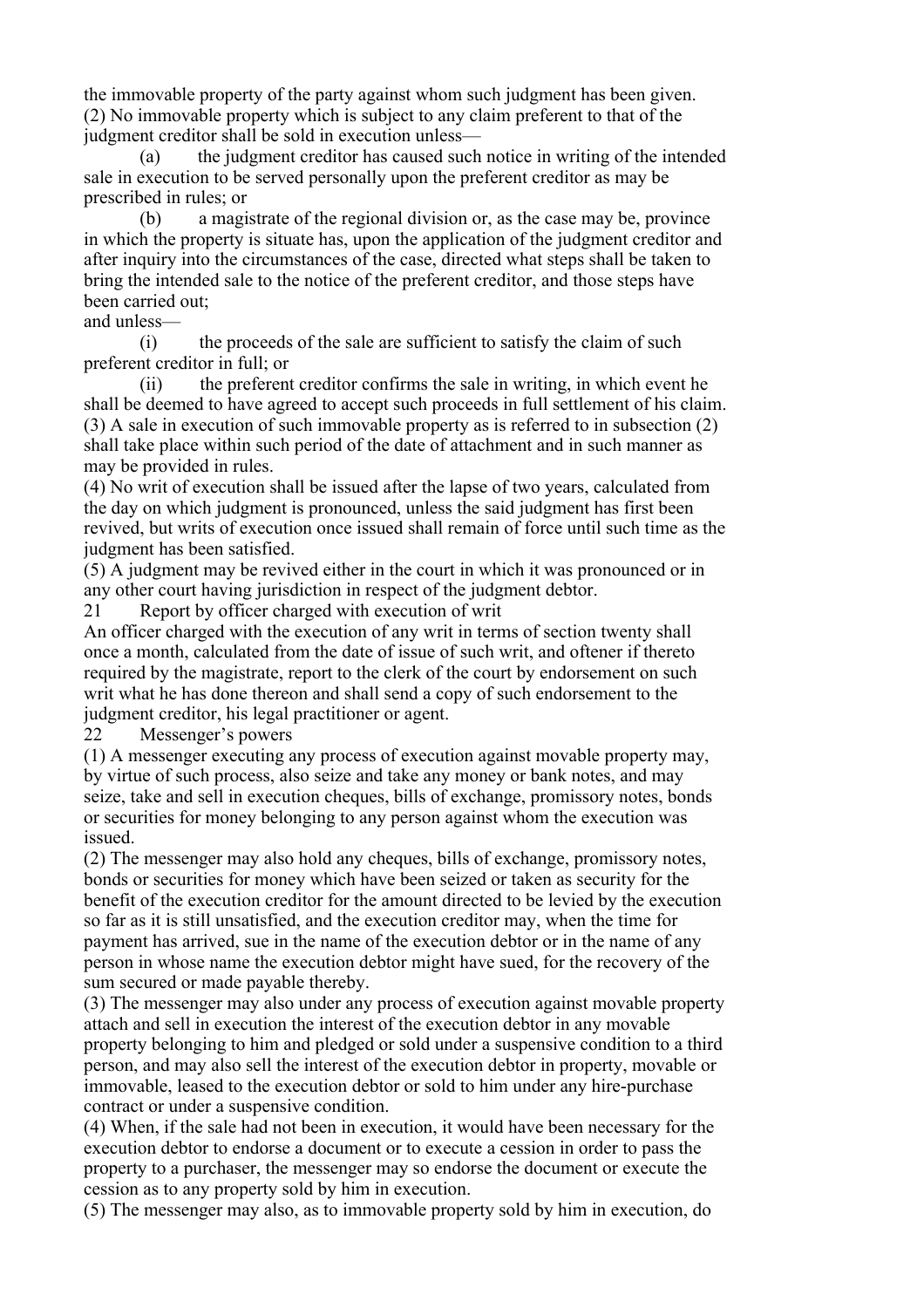the immovable property of the party against whom such judgment has been given.

(2) No immovable property which is subject to any claim preferent to that of the judgment creditor shall be sold in execution unless—

(a) the judgment creditor has caused such notice in writing of the intended sale in execution to be served personally upon the preferent creditor as may be prescribed in rules; or

(b) a magistrate of the regional division or, as the case may be, province in which the property is situate has, upon the application of the judgment creditor and after inquiry into the circumstances of the case, directed what steps shall be taken to bring the intended sale to the notice of the preferent creditor, and those steps have been carried out;

and unless—

(i) the proceeds of the sale are sufficient to satisfy the claim of such preferent creditor in full; or

(ii) the preferent creditor confirms the sale in writing, in which event he shall be deemed to have agreed to accept such proceeds in full settlement of his claim.

(3) A sale in execution of such immovable property as is referred to in subsection (2) shall take place within such period of the date of attachment and in such manner as may be provided in rules.

(4) No writ of execution shall be issued after the lapse of two years, calculated from the day on which judgment is pronounced, unless the said judgment has first been revived, but writs of execution once issued shall remain of force until such time as the judgment has been satisfied.

(5) A judgment may be revived either in the court in which it was pronounced or in any other court having jurisdiction in respect of the judgment debtor.

### 21 Report by officer charged with execution of writ

An officer charged with the execution of any writ in terms of section twenty shall once a month, calculated from the date of issue of such writ, and oftener if thereto required by the magistrate, report to the clerk of the court by endorsement on such writ what he has done thereon and shall send a copy of such endorsement to the judgment creditor, his legal practitioner or agent.

### 22 Messenger's powers

(1) A messenger executing any process of execution against movable property may, by virtue of such process, also seize and take any money or bank notes, and may seize, take and sell in execution cheques, bills of exchange, promissory notes, bonds or securities for money belonging to any person against whom the execution was issued.

(2) The messenger may also hold any cheques, bills of exchange, promissory notes, bonds or securities for money which have been seized or taken as security for the benefit of the execution creditor for the amount directed to be levied by the execution so far as it is still unsatisfied, and the execution creditor may, when the time for payment has arrived, sue in the name of the execution debtor or in the name of any person in whose name the execution debtor might have sued, for the recovery of the sum secured or made payable thereby.

(3) The messenger may also under any process of execution against movable property attach and sell in execution the interest of the execution debtor in any movable property belonging to him and pledged or sold under a suspensive condition to a third person, and may also sell the interest of the execution debtor in property, movable or immovable, leased to the execution debtor or sold to him under any hire-purchase contract or under a suspensive condition.

(4) When, if the sale had not been in execution, it would have been necessary for the execution debtor to endorse a document or to execute a cession in order to pass the property to a purchaser, the messenger may so endorse the document or execute the cession as to any property sold by him in execution.

(5) The messenger may also, as to immovable property sold by him in execution, do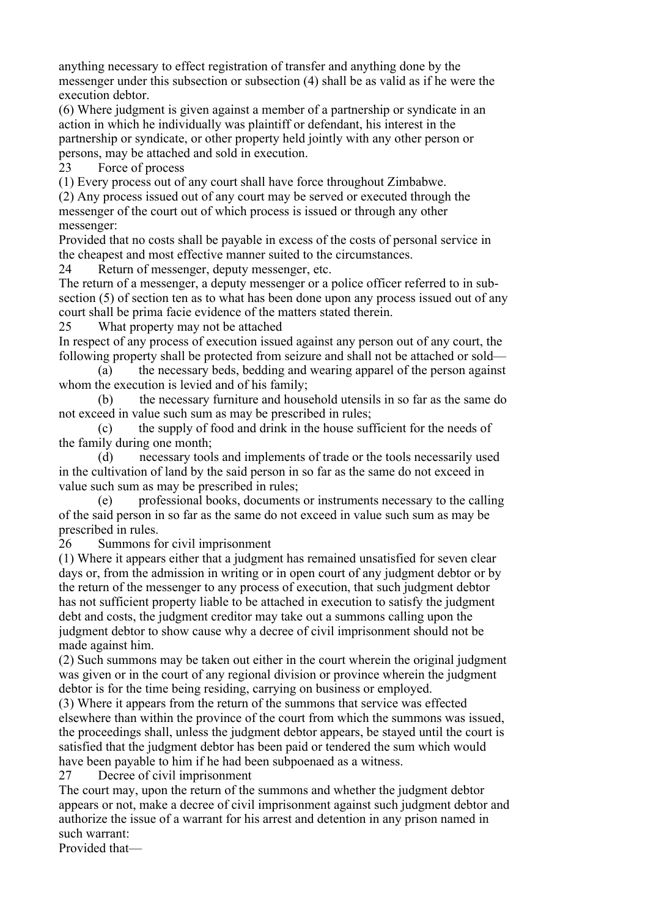anything necessary to effect registration of transfer and anything done by the messenger under this subsection or subsection (4) shall be as valid as if he were the execution debtor.

(6) Where judgment is given against a member of a partnership or syndicate in an action in which he individually was plaintiff or defendant, his interest in the partnership or syndicate, or other property held jointly with any other person or persons, may be attached and sold in execution.

### 23 Force of process

(1) Every process out of any court shall have force throughout Zimbabwe.

(2) Any process issued out of any court may be served or executed through the messenger of the court out of which process is issued or through any other messenger:

Provided that no costs shall be payable in excess of the costs of personal service in the cheapest and most effective manner suited to the circumstances.

### 24 Return of messenger, deputy messenger, etc.

The return of a messenger, a deputy messenger or a police officer referred to in sub-section (5) of section ten as to what has been done upon any process issued out of any court shall be prima facie evidence of the matters stated therein.

### 25 What property may not be attached

In respect of any process of execution issued against any person out of any court, the following property shall be protected from seizure and shall not be attached or sold—

(a) the necessary beds, bedding and wearing apparel of the person against whom the execution is levied and of his family;

(b) the necessary furniture and household utensils in so far as the same do not exceed in value such sum as may be prescribed in rules;

(c) the supply of food and drink in the house sufficient for the needs of the family during one month;

(d) necessary tools and implements of trade or the tools necessarily used in the cultivation of land by the said person in so far as the same do not exceed in value such sum as may be prescribed in rules;

(e) professional books, documents or instruments necessary to the calling of the said person in so far as the same do not exceed in value such sum as may be prescribed in rules.

### 26 Summons for civil imprisonment

(1) Where it appears either that a judgment has remained unsatisfied for seven clear days or, from the admission in writing or in open court of any judgment debtor or by the return of the messenger to any process of execution, that such judgment debtor has not sufficient property liable to be attached in execution to satisfy the judgment debt and costs, the judgment creditor may take out a summons calling upon the judgment debtor to show cause why a decree of civil imprisonment should not be made against him.

(2) Such summons may be taken out either in the court wherein the original judgment was given or in the court of any regional division or province wherein the judgment debtor is for the time being residing, carrying on business or employed.

(3) Where it appears from the return of the summons that service was effected elsewhere than within the province of the court from which the summons was issued, the proceedings shall, unless the judgment debtor appears, be stayed until the court is satisfied that the judgment debtor has been paid or tendered the sum which would have been payable to him if he had been subpoenaed as a witness.

### 27 Decree of civil imprisonment

The court may, upon the return of the summons and whether the judgment debtor appears or not, make a decree of civil imprisonment against such judgment debtor and authorize the issue of a warrant for his arrest and detention in any prison named in such warrant:

Provided that—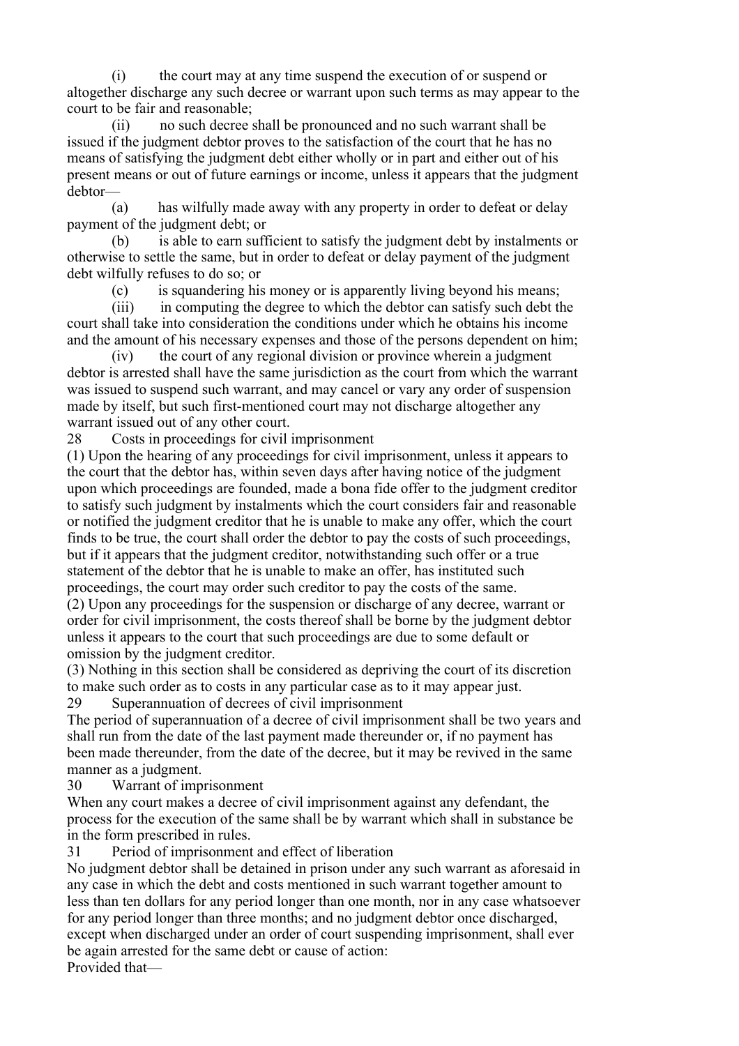(i) the court may at any time suspend the execution of or suspend or altogether discharge any such decree or warrant upon such terms as may appear to the court to be fair and reasonable;

(ii) no such decree shall be pronounced and no such warrant shall be issued if the judgment debtor proves to the satisfaction of the court that he has no means of satisfying the judgment debt either wholly or in part and either out of his present means or out of future earnings or income, unless it appears that the judgment debtor—

(a) has wilfully made away with any property in order to defeat or delay payment of the judgment debt; or

(b) is able to earn sufficient to satisfy the judgment debt by instalments or otherwise to settle the same, but in order to defeat or delay payment of the judgment debt wilfully refuses to do so; or

(c) is squandering his money or is apparently living beyond his means;

(iii) in computing the degree to which the debtor can satisfy such debt the court shall take into consideration the conditions under which he obtains his income and the amount of his necessary expenses and those of the persons dependent on him;

(iv) the court of any regional division or province wherein a judgment debtor is arrested shall have the same jurisdiction as the court from which the warrant was issued to suspend such warrant, and may cancel or vary any order of suspension made by itself, but such first-mentioned court may not discharge altogether any warrant issued out of any other court.

28 Costs in proceedings for civil imprisonment

(1) Upon the hearing of any proceedings for civil imprisonment, unless it appears to the court that the debtor has, within seven days after having notice of the judgment upon which proceedings are founded, made a bona fide offer to the judgment creditor to satisfy such judgment by instalments which the court considers fair and reasonable or notified the judgment creditor that he is unable to make any offer, which the court finds to be true, the court shall order the debtor to pay the costs of such proceedings, but if it appears that the judgment creditor, notwithstanding such offer or a true statement of the debtor that he is unable to make an offer, has instituted such proceedings, the court may order such creditor to pay the costs of the same.

(2) Upon any proceedings for the suspension or discharge of any decree, warrant or order for civil imprisonment, the costs thereof shall be borne by the judgment debtor unless it appears to the court that such proceedings are due to some default or omission by the judgment creditor.

(3) Nothing in this section shall be considered as depriving the court of its discretion to make such order as to costs in any particular case as to it may appear just.

29 Superannuation of decrees of civil imprisonment

The period of superannuation of a decree of civil imprisonment shall be two years and shall run from the date of the last payment made thereunder or, if no payment has been made thereunder, from the date of the decree, but it may be revived in the same manner as a judgment.

30 Warrant of imprisonment

When any court makes a decree of civil imprisonment against any defendant, the process for the execution of the same shall be by warrant which shall in substance be in the form prescribed in rules.

31 Period of imprisonment and effect of liberation

No judgment debtor shall be detained in prison under any such warrant as aforesaid in any case in which the debt and costs mentioned in such warrant together amount to less than ten dollars for any period longer than one month, nor in any case whatsoever for any period longer than three months; and no judgment debtor once discharged, except when discharged under an order of court suspending imprisonment, shall ever be again arrested for the same debt or cause of action:

Provided that—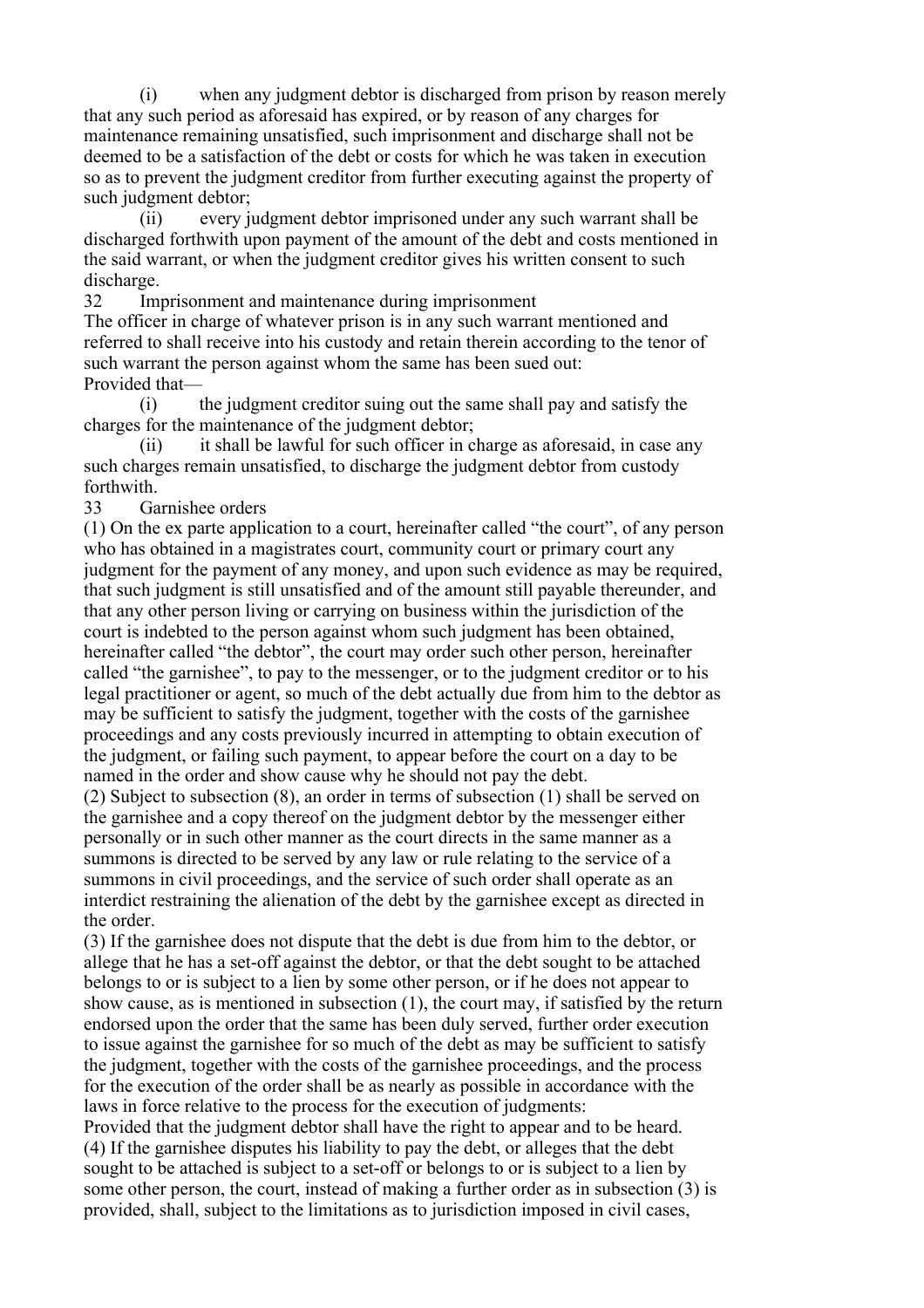(i) when any judgment debtor is discharged from prison by reason merely that any such period as aforesaid has expired, or by reason of any charges for maintenance remaining unsatisfied, such imprisonment and discharge shall not be deemed to be a satisfaction of the debt or costs for which he was taken in execution so as to prevent the judgment creditor from further executing against the property of such judgment debtor;

(ii) every judgment debtor imprisoned under any such warrant shall be discharged forthwith upon payment of the amount of the debt and costs mentioned in the said warrant, or when the judgment creditor gives his written consent to such discharge.

### 32 Imprisonment and maintenance during imprisonment

The officer in charge of whatever prison is in any such warrant mentioned and referred to shall receive into his custody and retain therein according to the tenor of such warrant the person against whom the same has been sued out:

Provided that—

(i) the judgment creditor suing out the same shall pay and satisfy the charges for the maintenance of the judgment debtor;

(ii) it shall be lawful for such officer in charge as aforesaid, in case any such charges remain unsatisfied, to discharge the judgment debtor from custody forthwith.

### 33 Garnishee orders

(1) On the ex parte application to a court, hereinafter called "the court", of any person who has obtained in a magistrates court, community court or primary court any judgment for the payment of any money, and upon such evidence as may be required, that such judgment is still unsatisfied and of the amount still payable thereunder, and that any other person living or carrying on business within the jurisdiction of the court is indebted to the person against whom such judgment has been obtained, hereinafter called "the debtor", the court may order such other person, hereinafter called "the garnishee", to pay to the messenger, or to the judgment creditor or to his legal practitioner or agent, so much of the debt actually due from him to the debtor as may be sufficient to satisfy the judgment, together with the costs of the garnishee proceedings and any costs previously incurred in attempting to obtain execution of the judgment, or failing such payment, to appear before the court on a day to be named in the order and show cause why he should not pay the debt.

(2) Subject to subsection (8), an order in terms of subsection (1) shall be served on the garnishee and a copy thereof on the judgment debtor by the messenger either personally or in such other manner as the court directs in the same manner as a summons is directed to be served by any law or rule relating to the service of a summons in civil proceedings, and the service of such order shall operate as an interdict restraining the alienation of the debt by the garnishee except as directed in the order.

(3) If the garnishee does not dispute that the debt is due from him to the debtor, or allege that he has a set-off against the debtor, or that the debt sought to be attached belongs to or is subject to a lien by some other person, or if he does not appear to show cause, as is mentioned in subsection (1), the court may, if satisfied by the return endorsed upon the order that the same has been duly served, further order execution to issue against the garnishee for so much of the debt as may be sufficient to satisfy the judgment, together with the costs of the garnishee proceedings, and the process for the execution of the order shall be as nearly as possible in accordance with the laws in force relative to the process for the execution of judgments:

Provided that the judgment debtor shall have the right to appear and to be heard.

(4) If the garnishee disputes his liability to pay the debt, or alleges that the debt sought to be attached is subject to a set-off or belongs to or is subject to a lien by some other person, the court, instead of making a further order as in subsection (3) is provided, shall, subject to the limitations as to jurisdiction imposed in civil cases,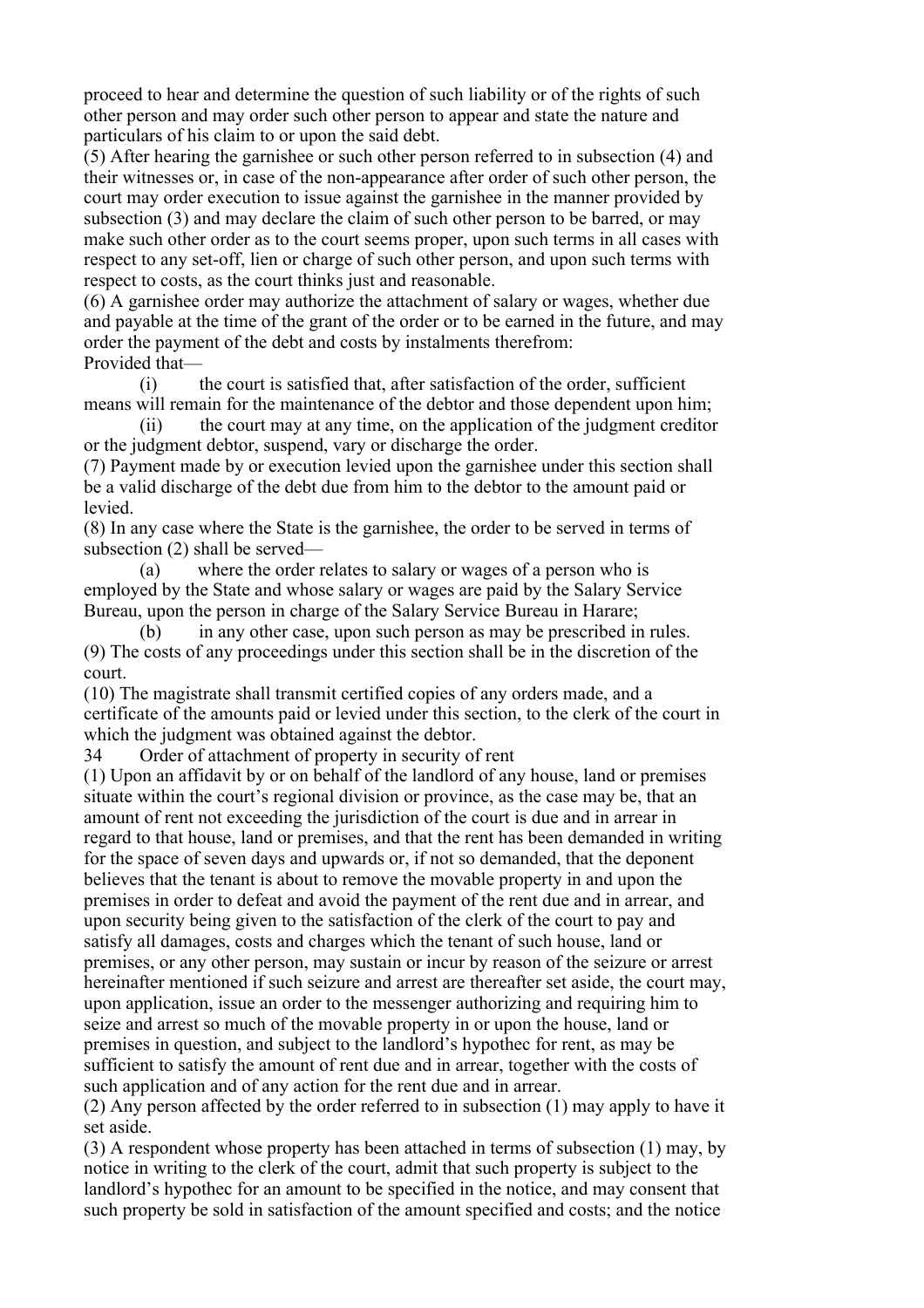proceed to hear and determine the question of such liability or of the rights of such other person and may order such other person to appear and state the nature and particulars of his claim to or upon the said debt.

(5) After hearing the garnishee or such other person referred to in subsection (4) and their witnesses or, in case of the non-appearance after order of such other person, the court may order execution to issue against the garnishee in the manner provided by subsection (3) and may declare the claim of such other person to be barred, or may make such other order as to the court seems proper, upon such terms in all cases with respect to any set-off, lien or charge of such other person, and upon such terms with respect to costs, as the court thinks just and reasonable.

(6) A garnishee order may authorize the attachment of salary or wages, whether due and payable at the time of the grant of the order or to be earned in the future, and may order the payment of the debt and costs by instalments therefrom:

Provided that—

(i) the court is satisfied that, after satisfaction of the order, sufficient means will remain for the maintenance of the debtor and those dependent upon him;

(ii) the court may at any time, on the application of the judgment creditor or the judgment debtor, suspend, vary or discharge the order.

(7) Payment made by or execution levied upon the garnishee under this section shall be a valid discharge of the debt due from him to the debtor to the amount paid or levied.

(8) In any case where the State is the garnishee, the order to be served in terms of subsection (2) shall be served—

(a) where the order relates to salary or wages of a person who is employed by the State and whose salary or wages are paid by the Salary Service Bureau, upon the person in charge of the Salary Service Bureau in Harare;

(b) in any other case, upon such person as may be prescribed in rules.

(9) The costs of any proceedings under this section shall be in the discretion of the court.

(10) The magistrate shall transmit certified copies of any orders made, and a certificate of the amounts paid or levied under this section, to the clerk of the court in which the judgment was obtained against the debtor.

## 34 Order of attachment of property in security of rent

(1) Upon an affidavit by or on behalf of the landlord of any house, land or premises situate within the court's regional division or province, as the case may be, that an amount of rent not exceeding the jurisdiction of the court is due and in arrear in regard to that house, land or premises, and that the rent has been demanded in writing for the space of seven days and upwards or, if not so demanded, that the deponent believes that the tenant is about to remove the movable property in and upon the premises in order to defeat and avoid the payment of the rent due and in arrear, and upon security being given to the satisfaction of the clerk of the court to pay and satisfy all damages, costs and charges which the tenant of such house, land or premises, or any other person, may sustain or incur by reason of the seizure or arrest hereinafter mentioned if such seizure and arrest are thereafter set aside, the court may, upon application, issue an order to the messenger authorizing and requiring him to seize and arrest so much of the movable property in or upon the house, land or premises in question, and subject to the landlord's hypothec for rent, as may be sufficient to satisfy the amount of rent due and in arrear, together with the costs of such application and of any action for the rent due and in arrear.

(2) Any person affected by the order referred to in subsection (1) may apply to have it set aside.

(3) A respondent whose property has been attached in terms of subsection (1) may, by notice in writing to the clerk of the court, admit that such property is subject to the landlord's hypothec for an amount to be specified in the notice, and may consent that such property be sold in satisfaction of the amount specified and costs; and the notice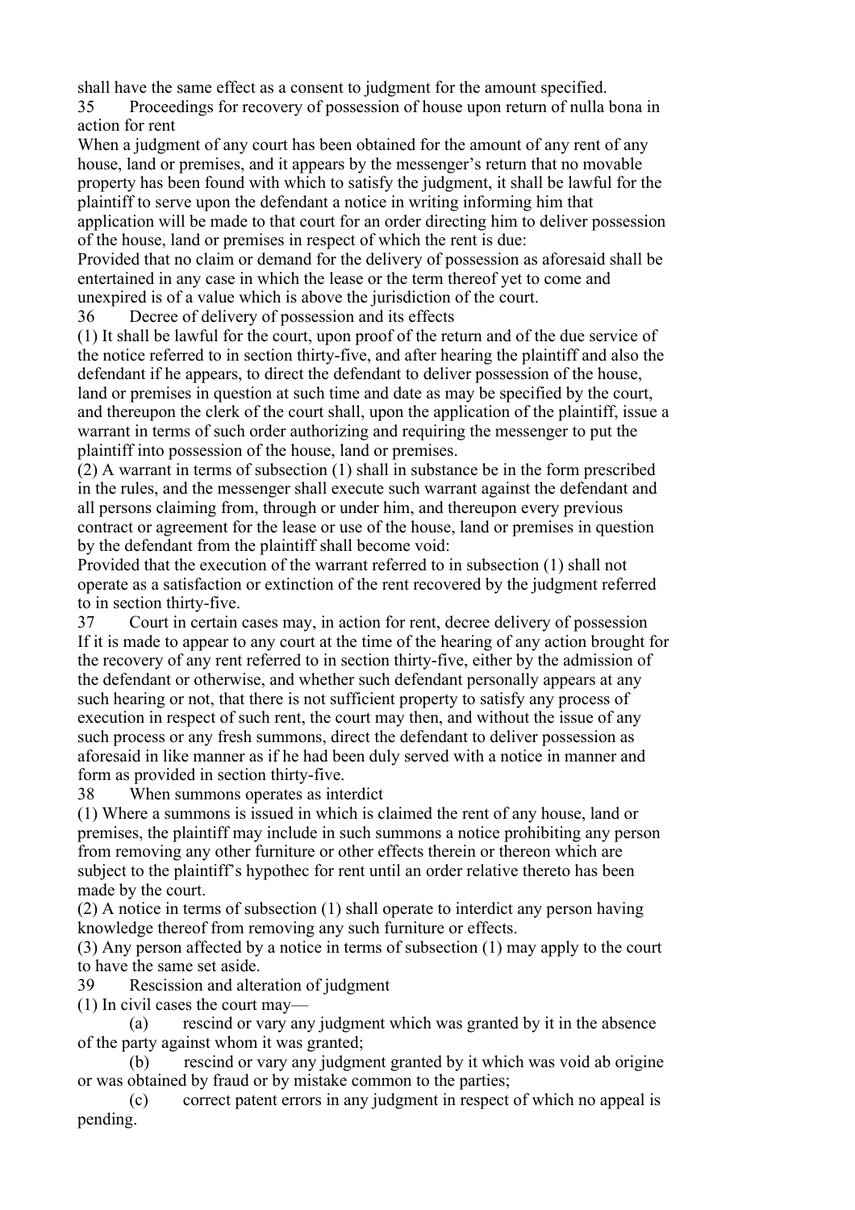shall have the same effect as a consent to judgment for the amount specified.

### 35 Proceedings for recovery of possession of house upon return of nulla bona in action for rent

When a judgment of any court has been obtained for the amount of any rent of any house, land or premises, and it appears by the messenger's return that no movable property has been found with which to satisfy the judgment, it shall be lawful for the plaintiff to serve upon the defendant a notice in writing informing him that application will be made to that court for an order directing him to deliver possession of the house, land or premises in respect of which the rent is due:

Provided that no claim or demand for the delivery of possession as aforesaid shall be entertained in any case in which the lease or the term thereof yet to come and unexpired is of a value which is above the jurisdiction of the court.

### 36 Decree of delivery of possession and its effects

(1) It shall be lawful for the court, upon proof of the return and of the due service of the notice referred to in section thirty-five, and after hearing the plaintiff and also the defendant if he appears, to direct the defendant to deliver possession of the house, land or premises in question at such time and date as may be specified by the court, and thereupon the clerk of the court shall, upon the application of the plaintiff, issue a warrant in terms of such order authorizing and requiring the messenger to put the plaintiff into possession of the house, land or premises.

(2) A warrant in terms of subsection (1) shall in substance be in the form prescribed in the rules, and the messenger shall execute such warrant against the defendant and all persons claiming from, through or under him, and thereupon every previous contract or agreement for the lease or use of the house, land or premises in question by the defendant from the plaintiff shall become void:

Provided that the execution of the warrant referred to in subsection (1) shall not operate as a satisfaction or extinction of the rent recovered by the judgment referred to in section thirty-five.

### 37 Court in certain cases may, in action for rent, decree delivery of possession

If it is made to appear to any court at the time of the hearing of any action brought for the recovery of any rent referred to in section thirty-five, either by the admission of the defendant or otherwise, and whether such defendant personally appears at any such hearing or not, that there is not sufficient property to satisfy any process of execution in respect of such rent, the court may then, and without the issue of any such process or any fresh summons, direct the defendant to deliver possession as aforesaid in like manner as if he had been duly served with a notice in manner and form as provided in section thirty-five.

### 38 When summons operates as interdict

(1) Where a summons is issued in which is claimed the rent of any house, land or premises, the plaintiff may include in such summons a notice prohibiting any person from removing any other furniture or other effects therein or thereon which are subject to the plaintiff's hypothec for rent until an order relative thereto has been made by the court.

(2) A notice in terms of subsection (1) shall operate to interdict any person having knowledge thereof from removing any such furniture or effects.

(3) Any person affected by a notice in terms of subsection (1) may apply to the court to have the same set aside.

### 39 Rescission and alteration of judgment

(1) In civil cases the court may—

(a) rescind or vary any judgment which was granted by it in the absence of the party against whom it was granted;

(b) rescind or vary any judgment granted by it which was void ab origine or was obtained by fraud or by mistake common to the parties;

(c) correct patent errors in any judgment in respect of which no appeal is pending.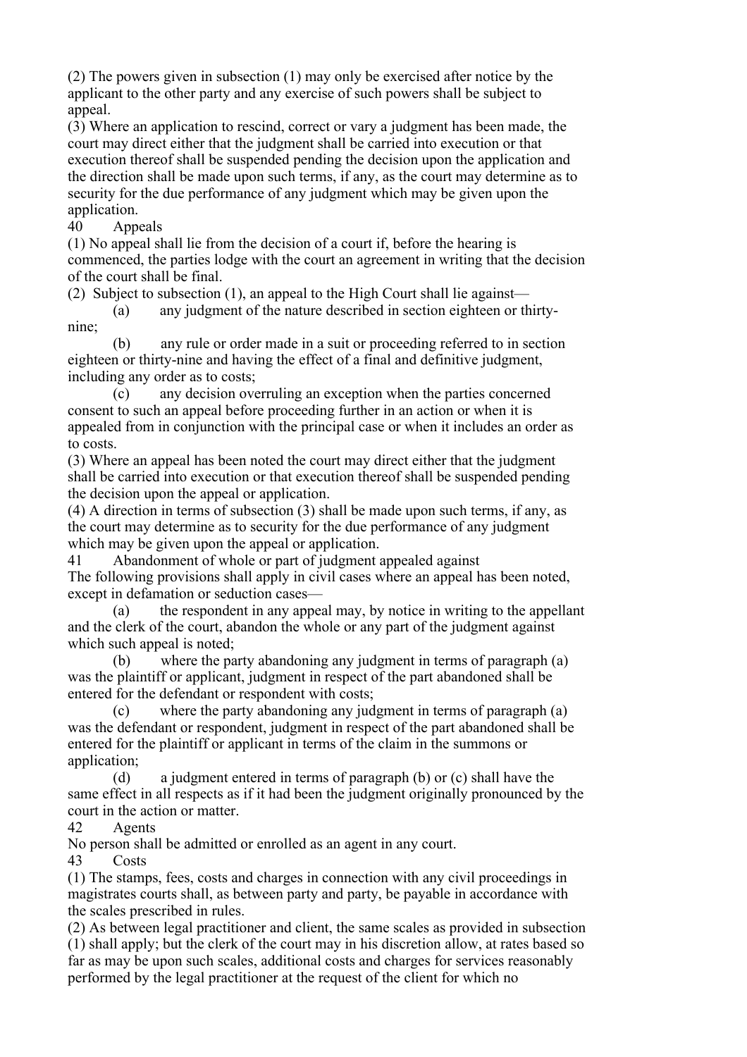(2) The powers given in subsection (1) may only be exercised after notice by the applicant to the other party and any exercise of such powers shall be subject to appeal.

(3) Where an application to rescind, correct or vary a judgment has been made, the court may direct either that the judgment shall be carried into execution or that execution thereof shall be suspended pending the decision upon the application and the direction shall be made upon such terms, if any, as the court may determine as to security for the due performance of any judgment which may be given upon the application.

**40 Appeals**

(1) No appeal shall lie from the decision of a court if, before the hearing is commenced, the parties lodge with the court an agreement in writing that the decision of the court shall be final.

(2) Subject to subsection (1), an appeal to the High Court shall lie against—

(a) any judgment of the nature described in section eighteen or thirty-nine;

(b) any rule or order made in a suit or proceeding referred to in section eighteen or thirty-nine and having the effect of a final and definitive judgment, including any order as to costs;

(c) any decision overruling an exception when the parties concerned consent to such an appeal before proceeding further in an action or when it is appealed from in conjunction with the principal case or when it includes an order as to costs.

(3) Where an appeal has been noted the court may direct either that the judgment shall be carried into execution or that execution thereof shall be suspended pending the decision upon the appeal or application.

(4) A direction in terms of subsection (3) shall be made upon such terms, if any, as the court may determine as to security for the due performance of any judgment which may be given upon the appeal or application.

**41 Abandonment of whole or part of judgment appealed against**

The following provisions shall apply in civil cases where an appeal has been noted, except in defamation or seduction cases—

(a) the respondent in any appeal may, by notice in writing to the appellant and the clerk of the court, abandon the whole or any part of the judgment against which such appeal is noted;

(b) where the party abandoning any judgment in terms of paragraph (a) was the plaintiff or applicant, judgment in respect of the part abandoned shall be entered for the defendant or respondent with costs;

(c) where the party abandoning any judgment in terms of paragraph (a) was the defendant or respondent, judgment in respect of the part abandoned shall be entered for the plaintiff or applicant in terms of the claim in the summons or application;

(d) a judgment entered in terms of paragraph (b) or (c) shall have the same effect in all respects as if it had been the judgment originally pronounced by the court in the action or matter.

**42 Agents**

No person shall be admitted or enrolled as an agent in any court.

**43 Costs**

(1) The stamps, fees, costs and charges in connection with any civil proceedings in magistrates courts shall, as between party and party, be payable in accordance with the scales prescribed in rules.

(2) As between legal practitioner and client, the same scales as provided in subsection (1) shall apply; but the clerk of the court may in his discretion allow, at rates based so far as may be upon such scales, additional costs and charges for services reasonably performed by the legal practitioner at the request of the client for which no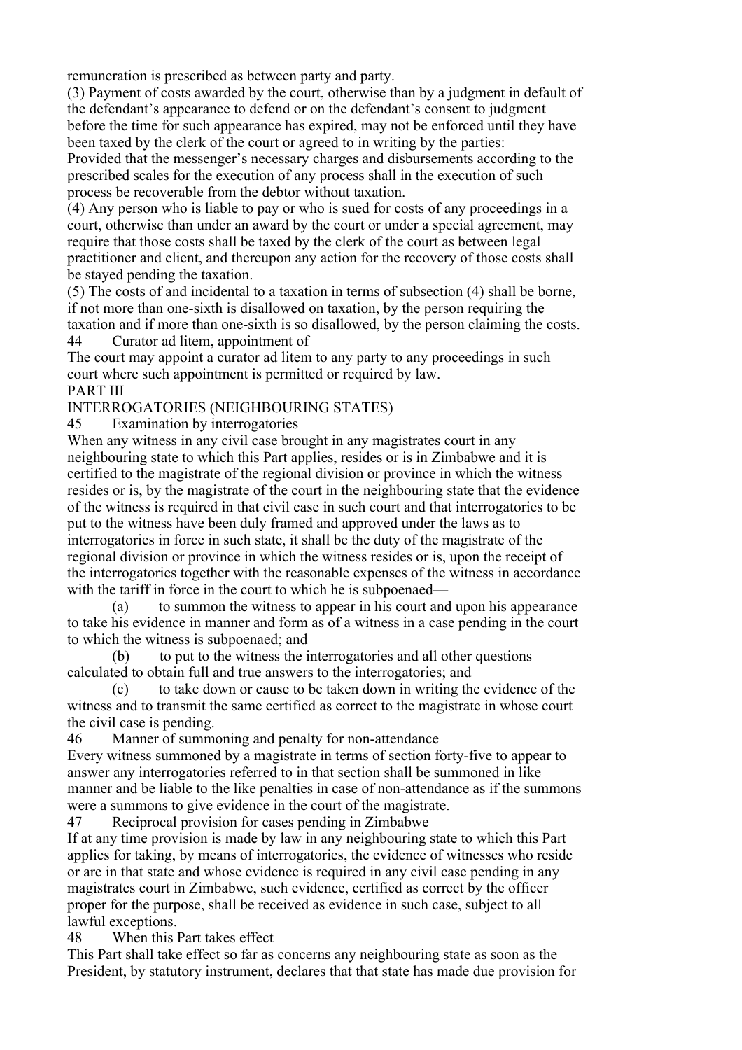remuneration is prescribed as between party and party.

(3) Payment of costs awarded by the court, otherwise than by a judgment in default of the defendant's appearance to defend or on the defendant's consent to judgment before the time for such appearance has expired, may not be enforced until they have been taxed by the clerk of the court or agreed to in writing by the parties:

Provided that the messenger's necessary charges and disbursements according to the prescribed scales for the execution of any process shall in the execution of such process be recoverable from the debtor without taxation.

(4) Any person who is liable to pay or who is sued for costs of any proceedings in a court, otherwise than under an award by the court or under a special agreement, may require that those costs shall be taxed by the clerk of the court as between legal practitioner and client, and thereupon any action for the recovery of those costs shall be stayed pending the taxation.

(5) The costs of and incidental to a taxation in terms of subsection (4) shall be borne, if not more than one-sixth is disallowed on taxation, by the person requiring the taxation and if more than one-sixth is so disallowed, by the person claiming the costs.

44 Curator ad litem, appointment of

The court may appoint a curator ad litem to any party to any proceedings in such court where such appointment is permitted or required by law.

## PART III

## INTERROGATORIES (NEIGHBOURING STATES)

45 Examination by interrogatories

When any witness in any civil case brought in any magistrates court in any neighbouring state to which this Part applies, resides or is in Zimbabwe and it is certified to the magistrate of the regional division or province in which the witness resides or is, by the magistrate of the court in the neighbouring state that the evidence of the witness is required in that civil case in such court and that interrogatories to be put to the witness have been duly framed and approved under the laws as to interrogatories in force in such state, it shall be the duty of the magistrate of the regional division or province in which the witness resides or is, upon the receipt of the interrogatories together with the reasonable expenses of the witness in accordance with the tariff in force in the court to which he is subpoenaed—

(a) to summon the witness to appear in his court and upon his appearance to take his evidence in manner and form as of a witness in a case pending in the court to which the witness is subpoenaed; and

(b) to put to the witness the interrogatories and all other questions calculated to obtain full and true answers to the interrogatories; and

(c) to take down or cause to be taken down in writing the evidence of the witness and to transmit the same certified as correct to the magistrate in whose court the civil case is pending.

46 Manner of summoning and penalty for non-attendance

Every witness summoned by a magistrate in terms of section forty-five to appear to answer any interrogatories referred to in that section shall be summoned in like manner and be liable to the like penalties in case of non-attendance as if the summons were a summons to give evidence in the court of the magistrate.

47 Reciprocal provision for cases pending in Zimbabwe

If at any time provision is made by law in any neighbouring state to which this Part applies for taking, by means of interrogatories, the evidence of witnesses who reside or are in that state and whose evidence is required in any civil case pending in any magistrates court in Zimbabwe, such evidence, certified as correct by the officer proper for the purpose, shall be received as evidence in such case, subject to all lawful exceptions.

48 When this Part takes effect

This Part shall take effect so far as concerns any neighbouring state as soon as the President, by statutory instrument, declares that that state has made due provision for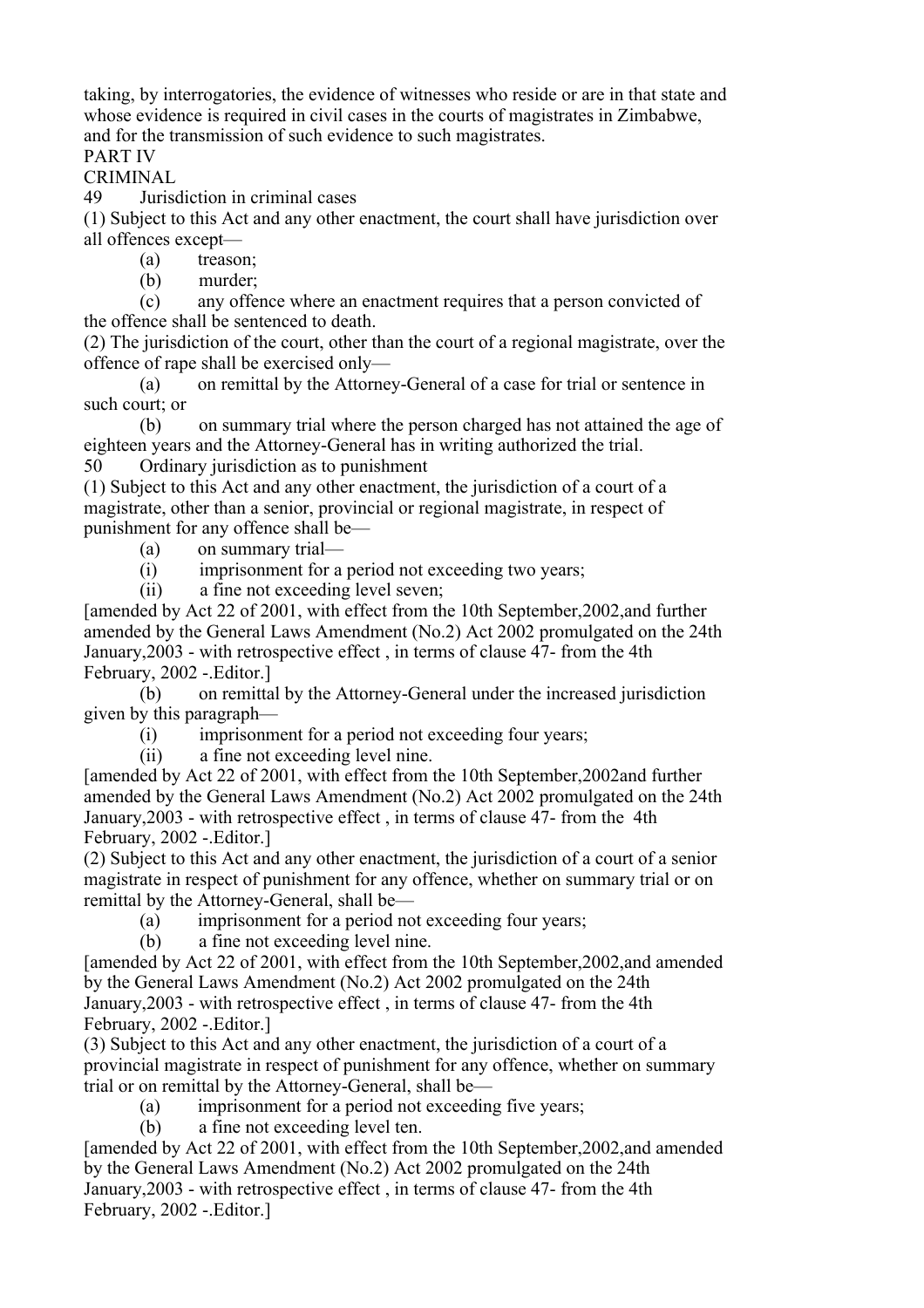taking, by interrogatories, the evidence of witnesses who reside or are in that state and whose evidence is required in civil cases in the courts of magistrates in Zimbabwe, and for the transmission of such evidence to such magistrates.

## PART IV

## CRIMINAL

### 49 Jurisdiction in criminal cases

(1) Subject to this Act and any other enactment, the court shall have jurisdiction over all offences except—

(a) treason;

(b) murder;

(c) any offence where an enactment requires that a person convicted of the offence shall be sentenced to death.

(2) The jurisdiction of the court, other than the court of a regional magistrate, over the offence of rape shall be exercised only—

(a) on remittal by the Attorney-General of a case for trial or sentence in such court; or

(b) on summary trial where the person charged has not attained the age of eighteen years and the Attorney-General has in writing authorized the trial.

### 50 Ordinary jurisdiction as to punishment

(1) Subject to this Act and any other enactment, the jurisdiction of a court of a magistrate, other than a senior, provincial or regional magistrate, in respect of punishment for any offence shall be—

(a) on summary trial—

(i) imprisonment for a period not exceeding two years;

(ii) a fine not exceeding level seven;

[amended by Act 22 of 2001, with effect from the 10th September,2002,and further amended by the General Laws Amendment (No.2) Act 2002 promulgated on the 24th January,2003 - with retrospective effect , in terms of clause 47- from the 4th February, 2002 -.Editor.]

(b) on remittal by the Attorney-General under the increased jurisdiction given by this paragraph—

(i) imprisonment for a period not exceeding four years;

(ii) a fine not exceeding level nine.

[amended by Act 22 of 2001, with effect from the 10th September,2002and further amended by the General Laws Amendment (No.2) Act 2002 promulgated on the 24th January,2003 - with retrospective effect , in terms of clause 47- from the 4th February, 2002 -.Editor.]

(2) Subject to this Act and any other enactment, the jurisdiction of a court of a senior magistrate in respect of punishment for any offence, whether on summary trial or on remittal by the Attorney-General, shall be—

(a) imprisonment for a period not exceeding four years;

(b) a fine not exceeding level nine.

[amended by Act 22 of 2001, with effect from the 10th September,2002,and amended by the General Laws Amendment (No.2) Act 2002 promulgated on the 24th January,2003 - with retrospective effect , in terms of clause 47- from the 4th February, 2002 -.Editor.]

(3) Subject to this Act and any other enactment, the jurisdiction of a court of a provincial magistrate in respect of punishment for any offence, whether on summary trial or on remittal by the Attorney-General, shall be—

(a) imprisonment for a period not exceeding five years;

(b) a fine not exceeding level ten.

[amended by Act 22 of 2001, with effect from the 10th September,2002,and amended by the General Laws Amendment (No.2) Act 2002 promulgated on the 24th January,2003 - with retrospective effect , in terms of clause 47- from the 4th February, 2002 -.Editor.]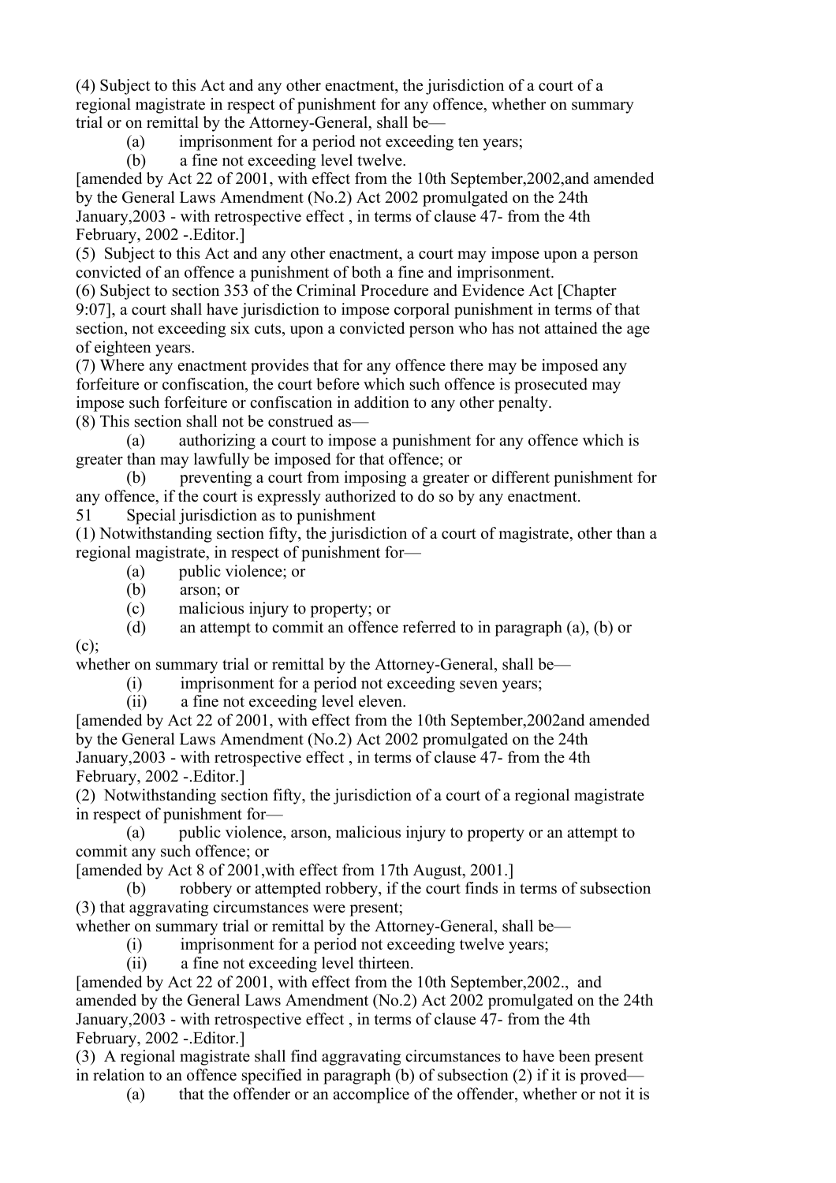(4) Subject to this Act and any other enactment, the jurisdiction of a court of a regional magistrate in respect of punishment for any offence, whether on summary trial or on remittal by the Attorney-General, shall be—

(a) imprisonment for a period not exceeding ten years;

(b) a fine not exceeding level twelve.

[amended by Act 22 of 2001, with effect from the 10th September,2002,and amended by the General Laws Amendment (No.2) Act 2002 promulgated on the 24th January,2003 - with retrospective effect , in terms of clause 47- from the 4th February, 2002 -.Editor.]

(5) Subject to this Act and any other enactment, a court may impose upon a person convicted of an offence a punishment of both a fine and imprisonment.

(6) Subject to section 353 of the Criminal Procedure and Evidence Act [Chapter 9:07], a court shall have jurisdiction to impose corporal punishment in terms of that section, not exceeding six cuts, upon a convicted person who has not attained the age of eighteen years.

(7) Where any enactment provides that for any offence there may be imposed any forfeiture or confiscation, the court before which such offence is prosecuted may impose such forfeiture or confiscation in addition to any other penalty.

(8) This section shall not be construed as—

(a) authorizing a court to impose a punishment for any offence which is greater than may lawfully be imposed for that offence; or

(b) preventing a court from imposing a greater or different punishment for any offence, if the court is expressly authorized to do so by any enactment.

51 Special jurisdiction as to punishment

(1) Notwithstanding section fifty, the jurisdiction of a court of magistrate, other than a regional magistrate, in respect of punishment for—

(a) public violence; or

(b) arson; or

(c) malicious injury to property; or

(d) an attempt to commit an offence referred to in paragraph (a), (b) or (c);

whether on summary trial or remittal by the Attorney-General, shall be—

(i) imprisonment for a period not exceeding seven years;

(ii) a fine not exceeding level eleven.

[amended by Act 22 of 2001, with effect from the 10th September,2002and amended by the General Laws Amendment (No.2) Act 2002 promulgated on the 24th January,2003 - with retrospective effect , in terms of clause 47- from the 4th February, 2002 -.Editor.]

(2) Notwithstanding section fifty, the jurisdiction of a court of a regional magistrate in respect of punishment for—

(a) public violence, arson, malicious injury to property or an attempt to commit any such offence; or

[amended by Act 8 of 2001,with effect from 17th August, 2001.]

(b) robbery or attempted robbery, if the court finds in terms of subsection (3) that aggravating circumstances were present;

whether on summary trial or remittal by the Attorney-General, shall be—

(i) imprisonment for a period not exceeding twelve years;

(ii) a fine not exceeding level thirteen.

[amended by Act 22 of 2001, with effect from the 10th September,2002., and amended by the General Laws Amendment (No.2) Act 2002 promulgated on the 24th January,2003 - with retrospective effect , in terms of clause 47- from the 4th February, 2002 -.Editor.]

(3) A regional magistrate shall find aggravating circumstances to have been present in relation to an offence specified in paragraph (b) of subsection (2) if it is proved—

(a) that the offender or an accomplice of the offender, whether or not it is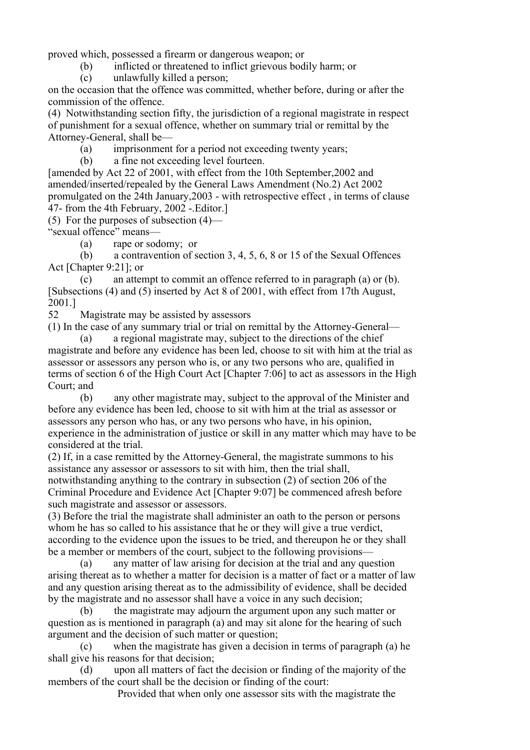proved which, possessed a firearm or dangerous weapon; or

(b) inflicted or threatened to inflict grievous bodily harm; or

(c) unlawfully killed a person;

on the occasion that the offence was committed, whether before, during or after the commission of the offence.

(4) Notwithstanding section fifty, the jurisdiction of a regional magistrate in respect of punishment for a sexual offence, whether on summary trial or remittal by the Attorney-General, shall be—

(a) imprisonment for a period not exceeding twenty years;

(b) a fine not exceeding level fourteen.

[amended by Act 22 of 2001, with effect from the 10th September,2002 and amended/inserted/repealed by the General Laws Amendment (No.2) Act 2002 promulgated on the 24th January,2003 - with retrospective effect , in terms of clause 47- from the 4th February, 2002 -.Editor.]

(5) For the purposes of subsection (4)—

"sexual offence" means—

(a) rape or sodomy; or

(b) a contravention of section 3, 4, 5, 6, 8 or 15 of the Sexual Offences Act [Chapter 9:21]; or

(c) an attempt to commit an offence referred to in paragraph (a) or (b).

[Subsections (4) and (5) inserted by Act 8 of 2001, with effect from 17th August, 2001.]

### 52 Magistrate may be assisted by assessors

(1) In the case of any summary trial or trial on remittal by the Attorney-General—

(a) a regional magistrate may, subject to the directions of the chief magistrate and before any evidence has been led, choose to sit with him at the trial as assessor or assessors any person who is, or any two persons who are, qualified in terms of section 6 of the High Court Act [Chapter 7:06] to act as assessors in the High Court; and

(b) any other magistrate may, subject to the approval of the Minister and before any evidence has been led, choose to sit with him at the trial as assessor or assessors any person who has, or any two persons who have, in his opinion, experience in the administration of justice or skill in any matter which may have to be considered at the trial.

(2) If, in a case remitted by the Attorney-General, the magistrate summons to his assistance any assessor or assessors to sit with him, then the trial shall, notwithstanding anything to the contrary in subsection (2) of section 206 of the Criminal Procedure and Evidence Act [Chapter 9:07] be commenced afresh before such magistrate and assessor or assessors.

(3) Before the trial the magistrate shall administer an oath to the person or persons whom he has so called to his assistance that he or they will give a true verdict, according to the evidence upon the issues to be tried, and thereupon he or they shall be a member or members of the court, subject to the following provisions—

(a) any matter of law arising for decision at the trial and any question arising thereat as to whether a matter for decision is a matter of fact or a matter of law and any question arising thereat as to the admissibility of evidence, shall be decided by the magistrate and no assessor shall have a voice in any such decision;

(b) the magistrate may adjourn the argument upon any such matter or question as is mentioned in paragraph (a) and may sit alone for the hearing of such argument and the decision of such matter or question;

(c) when the magistrate has given a decision in terms of paragraph (a) he shall give his reasons for that decision;

(d) upon all matters of fact the decision or finding of the majority of the members of the court shall be the decision or finding of the court:

Provided that when only one assessor sits with the magistrate the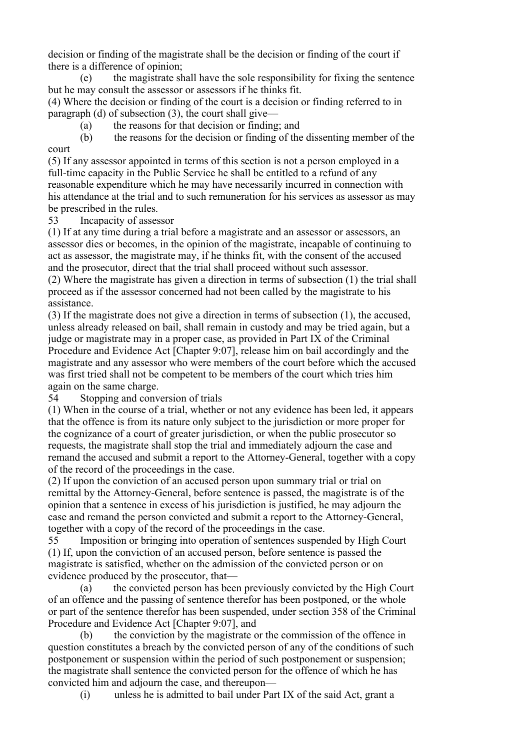decision or finding of the magistrate shall be the decision or finding of the court if there is a difference of opinion;

(e) the magistrate shall have the sole responsibility for fixing the sentence but he may consult the assessor or assessors if he thinks fit.

(4) Where the decision or finding of the court is a decision or finding referred to in paragraph (d) of subsection (3), the court shall give—

(a) the reasons for that decision or finding; and

(b) the reasons for the decision or finding of the dissenting member of the court

(5) If any assessor appointed in terms of this section is not a person employed in a full-time capacity in the Public Service he shall be entitled to a refund of any reasonable expenditure which he may have necessarily incurred in connection with his attendance at the trial and to such remuneration for his services as assessor as may be prescribed in the rules.

53 Incapacity of assessor

(1) If at any time during a trial before a magistrate and an assessor or assessors, an assessor dies or becomes, in the opinion of the magistrate, incapable of continuing to act as assessor, the magistrate may, if he thinks fit, with the consent of the accused and the prosecutor, direct that the trial shall proceed without such assessor.

(2) Where the magistrate has given a direction in terms of subsection (1) the trial shall proceed as if the assessor concerned had not been called by the magistrate to his assistance.

(3) If the magistrate does not give a direction in terms of subsection (1), the accused, unless already released on bail, shall remain in custody and may be tried again, but a judge or magistrate may in a proper case, as provided in Part IX of the Criminal Procedure and Evidence Act [Chapter 9:07], release him on bail accordingly and the magistrate and any assessor who were members of the court before which the accused was first tried shall not be competent to be members of the court which tries him again on the same charge.

54 Stopping and conversion of trials

(1) When in the course of a trial, whether or not any evidence has been led, it appears that the offence is from its nature only subject to the jurisdiction or more proper for the cognizance of a court of greater jurisdiction, or when the public prosecutor so requests, the magistrate shall stop the trial and immediately adjourn the case and remand the accused and submit a report to the Attorney-General, together with a copy of the record of the proceedings in the case.

(2) If upon the conviction of an accused person upon summary trial or trial on remittal by the Attorney-General, before sentence is passed, the magistrate is of the opinion that a sentence in excess of his jurisdiction is justified, he may adjourn the case and remand the person convicted and submit a report to the Attorney-General, together with a copy of the record of the proceedings in the case.

55 Imposition or bringing into operation of sentences suspended by High Court

(1) If, upon the conviction of an accused person, before sentence is passed the magistrate is satisfied, whether on the admission of the convicted person or on evidence produced by the prosecutor, that—

(a) the convicted person has been previously convicted by the High Court of an offence and the passing of sentence therefor has been postponed, or the whole or part of the sentence therefor has been suspended, under section 358 of the Criminal Procedure and Evidence Act [Chapter 9:07], and

(b) the conviction by the magistrate or the commission of the offence in question constitutes a breach by the convicted person of any of the conditions of such postponement or suspension within the period of such postponement or suspension;

the magistrate shall sentence the convicted person for the offence of which he has convicted him and adjourn the case, and thereupon—

(i) unless he is admitted to bail under Part IX of the said Act, grant a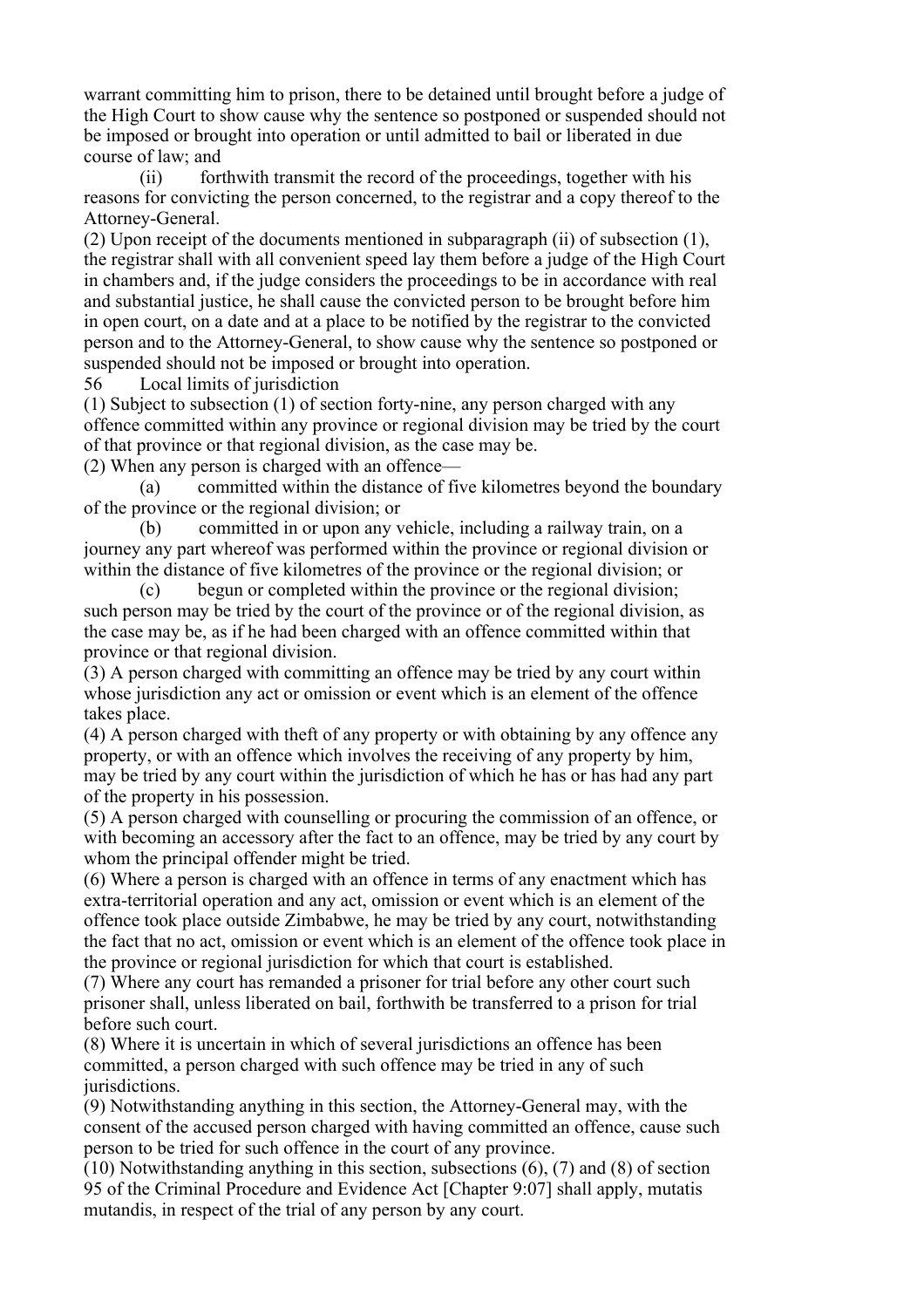warrant committing him to prison, there to be detained until brought before a judge of the High Court to show cause why the sentence so postponed or suspended should not be imposed or brought into operation or until admitted to bail or liberated in due course of law; and

(ii) forthwith transmit the record of the proceedings, together with his reasons for convicting the person concerned, to the registrar and a copy thereof to the Attorney-General.

(2) Upon receipt of the documents mentioned in subparagraph (ii) of subsection (1), the registrar shall with all convenient speed lay them before a judge of the High Court in chambers and, if the judge considers the proceedings to be in accordance with real and substantial justice, he shall cause the convicted person to be brought before him in open court, on a date and at a place to be notified by the registrar to the convicted person and to the Attorney-General, to show cause why the sentence so postponed or suspended should not be imposed or brought into operation.

56 Local limits of jurisdiction

(1) Subject to subsection (1) of section forty-nine, any person charged with any offence committed within any province or regional division may be tried by the court of that province or that regional division, as the case may be.

(2) When any person is charged with an offence—

(a) committed within the distance of five kilometres beyond the boundary of the province or the regional division; or

(b) committed in or upon any vehicle, including a railway train, on a journey any part whereof was performed within the province or regional division or within the distance of five kilometres of the province or the regional division; or

(c) begun or completed within the province or the regional division;

such person may be tried by the court of the province or of the regional division, as the case may be, as if he had been charged with an offence committed within that province or that regional division.

(3) A person charged with committing an offence may be tried by any court within whose jurisdiction any act or omission or event which is an element of the offence takes place.

(4) A person charged with theft of any property or with obtaining by any offence any property, or with an offence which involves the receiving of any property by him, may be tried by any court within the jurisdiction of which he has or has had any part of the property in his possession.

(5) A person charged with counselling or procuring the commission of an offence, or with becoming an accessory after the fact to an offence, may be tried by any court by whom the principal offender might be tried.

(6) Where a person is charged with an offence in terms of any enactment which has extra-territorial operation and any act, omission or event which is an element of the offence took place outside Zimbabwe, he may be tried by any court, notwithstanding the fact that no act, omission or event which is an element of the offence took place in the province or regional jurisdiction for which that court is established.

(7) Where any court has remanded a prisoner for trial before any other court such prisoner shall, unless liberated on bail, forthwith be transferred to a prison for trial before such court.

(8) Where it is uncertain in which of several jurisdictions an offence has been committed, a person charged with such offence may be tried in any of such jurisdictions.

(9) Notwithstanding anything in this section, the Attorney-General may, with the consent of the accused person charged with having committed an offence, cause such person to be tried for such offence in the court of any province.

(10) Notwithstanding anything in this section, subsections (6), (7) and (8) of section 95 of the Criminal Procedure and Evidence Act [Chapter 9:07] shall apply, mutatis mutandis, in respect of the trial of any person by any court.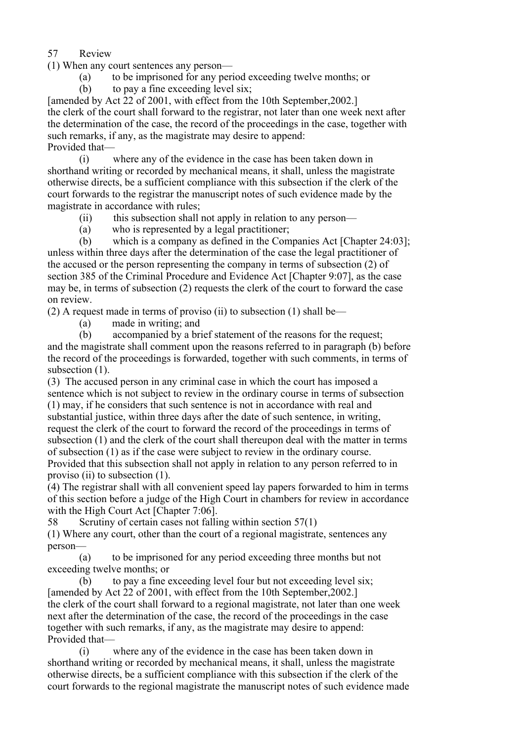## 57 Review

(1) When any court sentences any person—

(a) to be imprisoned for any period exceeding twelve months; or

(b) to pay a fine exceeding level six;

[amended by Act 22 of 2001, with effect from the 10th September,2002.]

the clerk of the court shall forward to the registrar, not later than one week next after the determination of the case, the record of the proceedings in the case, together with such remarks, if any, as the magistrate may desire to append:

Provided that—

(i) where any of the evidence in the case has been taken down in shorthand writing or recorded by mechanical means, it shall, unless the magistrate otherwise directs, be a sufficient compliance with this subsection if the clerk of the court forwards to the registrar the manuscript notes of such evidence made by the magistrate in accordance with rules;

(ii) this subsection shall not apply in relation to any person—

(a) who is represented by a legal practitioner;

(b) which is a company as defined in the Companies Act [Chapter 24:03];

unless within three days after the determination of the case the legal practitioner of the accused or the person representing the company in terms of subsection (2) of section 385 of the Criminal Procedure and Evidence Act [Chapter 9:07], as the case may be, in terms of subsection (2) requests the clerk of the court to forward the case on review.

(2) A request made in terms of proviso (ii) to subsection (1) shall be—

(a) made in writing; and

(b) accompanied by a brief statement of the reasons for the request;

and the magistrate shall comment upon the reasons referred to in paragraph (b) before the record of the proceedings is forwarded, together with such comments, in terms of subsection (1).

(3) The accused person in any criminal case in which the court has imposed a sentence which is not subject to review in the ordinary course in terms of subsection (1) may, if he considers that such sentence is not in accordance with real and substantial justice, within three days after the date of such sentence, in writing, request the clerk of the court to forward the record of the proceedings in terms of subsection (1) and the clerk of the court shall thereupon deal with the matter in terms of subsection (1) as if the case were subject to review in the ordinary course.

Provided that this subsection shall not apply in relation to any person referred to in proviso (ii) to subsection (1).

(4) The registrar shall with all convenient speed lay papers forwarded to him in terms of this section before a judge of the High Court in chambers for review in accordance with the High Court Act [Chapter 7:06].

## 58 Scrutiny of certain cases not falling within section 57(1)

(1) Where any court, other than the court of a regional magistrate, sentences any person—

(a) to be imprisoned for any period exceeding three months but not exceeding twelve months; or

(b) to pay a fine exceeding level four but not exceeding level six;

[amended by Act 22 of 2001, with effect from the 10th September,2002.]

the clerk of the court shall forward to a regional magistrate, not later than one week next after the determination of the case, the record of the proceedings in the case together with such remarks, if any, as the magistrate may desire to append:

Provided that—

(i) where any of the evidence in the case has been taken down in shorthand writing or recorded by mechanical means, it shall, unless the magistrate otherwise directs, be a sufficient compliance with this subsection if the clerk of the court forwards to the regional magistrate the manuscript notes of such evidence made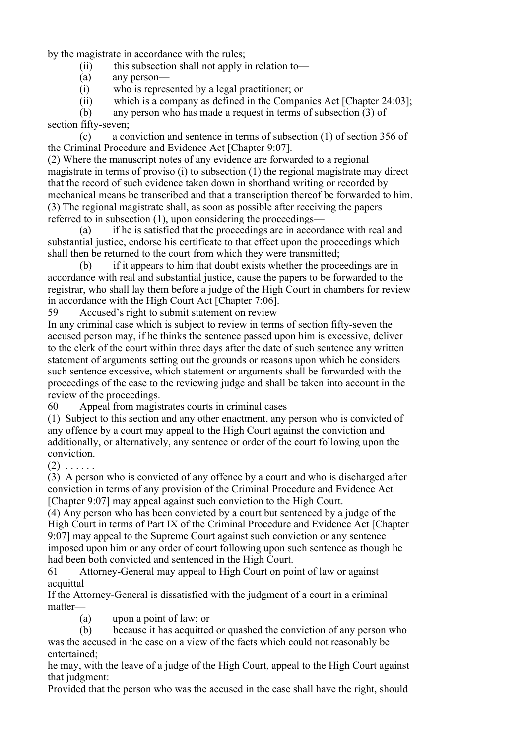by the magistrate in accordance with the rules;

(ii) this subsection shall not apply in relation to—

(a) any person—

(i) who is represented by a legal practitioner; or

(ii) which is a company as defined in the Companies Act [Chapter 24:03];

(b) any person who has made a request in terms of subsection (3) of section fifty-seven;

(c) a conviction and sentence in terms of subsection (1) of section 356 of the Criminal Procedure and Evidence Act [Chapter 9:07].

(2) Where the manuscript notes of any evidence are forwarded to a regional magistrate in terms of proviso (i) to subsection (1) the regional magistrate may direct that the record of such evidence taken down in shorthand writing or recorded by mechanical means be transcribed and that a transcription thereof be forwarded to him.

(3) The regional magistrate shall, as soon as possible after receiving the papers referred to in subsection (1), upon considering the proceedings—

(a) if he is satisfied that the proceedings are in accordance with real and substantial justice, endorse his certificate to that effect upon the proceedings which shall then be returned to the court from which they were transmitted;

(b) if it appears to him that doubt exists whether the proceedings are in accordance with real and substantial justice, cause the papers to be forwarded to the registrar, who shall lay them before a judge of the High Court in chambers for review in accordance with the High Court Act [Chapter 7:06].

59 Accused's right to submit statement on review

In any criminal case which is subject to review in terms of section fifty-seven the accused person may, if he thinks the sentence passed upon him is excessive, deliver to the clerk of the court within three days after the date of such sentence any written statement of arguments setting out the grounds or reasons upon which he considers such sentence excessive, which statement or arguments shall be forwarded with the proceedings of the case to the reviewing judge and shall be taken into account in the review of the proceedings.

60 Appeal from magistrates courts in criminal cases

(1) Subject to this section and any other enactment, any person who is convicted of any offence by a court may appeal to the High Court against the conviction and additionally, or alternatively, any sentence or order of the court following upon the conviction.

(2) . . . . . .

(3) A person who is convicted of any offence by a court and who is discharged after conviction in terms of any provision of the Criminal Procedure and Evidence Act [Chapter 9:07] may appeal against such conviction to the High Court.

(4) Any person who has been convicted by a court but sentenced by a judge of the High Court in terms of Part IX of the Criminal Procedure and Evidence Act [Chapter 9:07] may appeal to the Supreme Court against such conviction or any sentence imposed upon him or any order of court following upon such sentence as though he had been both convicted and sentenced in the High Court.

61 Attorney-General may appeal to High Court on point of law or against acquittal

If the Attorney-General is dissatisfied with the judgment of a court in a criminal matter—

(a) upon a point of law; or

(b) because it has acquitted or quashed the conviction of any person who was the accused in the case on a view of the facts which could not reasonably be entertained;

he may, with the leave of a judge of the High Court, appeal to the High Court against that judgment:

Provided that the person who was the accused in the case shall have the right, should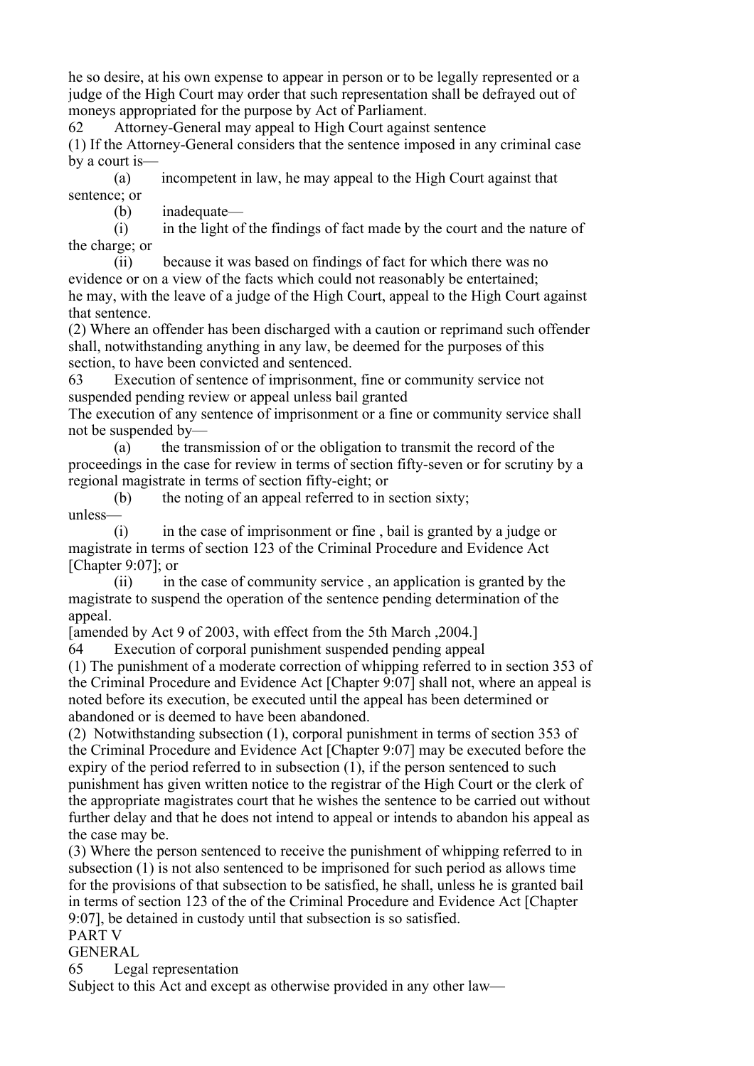he so desire, at his own expense to appear in person or to be legally represented or a judge of the High Court may order that such representation shall be defrayed out of moneys appropriated for the purpose by Act of Parliament.

62 Attorney-General may appeal to High Court against sentence

(1) If the Attorney-General considers that the sentence imposed in any criminal case by a court is—

(a) incompetent in law, he may appeal to the High Court against that sentence; or

(b) inadequate—

(i) in the light of the findings of fact made by the court and the nature of the charge; or

(ii) because it was based on findings of fact for which there was no evidence or on a view of the facts which could not reasonably be entertained;

he may, with the leave of a judge of the High Court, appeal to the High Court against that sentence.

(2) Where an offender has been discharged with a caution or reprimand such offender shall, notwithstanding anything in any law, be deemed for the purposes of this section, to have been convicted and sentenced.

63 Execution of sentence of imprisonment, fine or community service not suspended pending review or appeal unless bail granted

The execution of any sentence of imprisonment or a fine or community service shall not be suspended by—

(a) the transmission of or the obligation to transmit the record of the proceedings in the case for review in terms of section fifty-seven or for scrutiny by a regional magistrate in terms of section fifty-eight; or

(b) the noting of an appeal referred to in section sixty;

unless—

(i) in the case of imprisonment or fine , bail is granted by a judge or magistrate in terms of section 123 of the Criminal Procedure and Evidence Act [Chapter 9:07]; or

(ii) in the case of community service , an application is granted by the magistrate to suspend the operation of the sentence pending determination of the appeal.

[amended by Act 9 of 2003, with effect from the 5th March ,2004.]

64 Execution of corporal punishment suspended pending appeal

(1) The punishment of a moderate correction of whipping referred to in section 353 of the Criminal Procedure and Evidence Act [Chapter 9:07] shall not, where an appeal is noted before its execution, be executed until the appeal has been determined or abandoned or is deemed to have been abandoned.

(2) Notwithstanding subsection (1), corporal punishment in terms of section 353 of the Criminal Procedure and Evidence Act [Chapter 9:07] may be executed before the expiry of the period referred to in subsection (1), if the person sentenced to such punishment has given written notice to the registrar of the High Court or the clerk of the appropriate magistrates court that he wishes the sentence to be carried out without further delay and that he does not intend to appeal or intends to abandon his appeal as the case may be.

(3) Where the person sentenced to receive the punishment of whipping referred to in subsection (1) is not also sentenced to be imprisoned for such period as allows time for the provisions of that subsection to be satisfied, he shall, unless he is granted bail in terms of section 123 of the of the Criminal Procedure and Evidence Act [Chapter 9:07], be detained in custody until that subsection is so satisfied.

PART V

GENERAL

65 Legal representation

Subject to this Act and except as otherwise provided in any other law—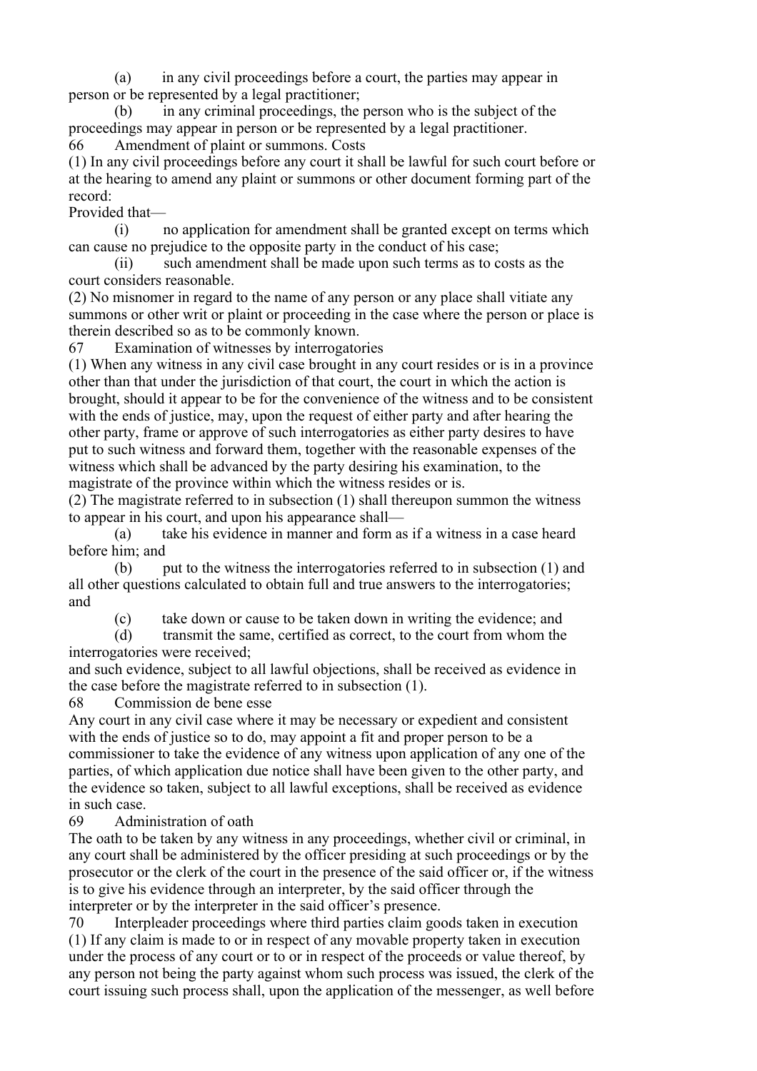(a) in any civil proceedings before a court, the parties may appear in person or be represented by a legal practitioner;

(b) in any criminal proceedings, the person who is the subject of the proceedings may appear in person or be represented by a legal practitioner.

### 66 Amendment of plaint or summons. Costs

(1) In any civil proceedings before any court it shall be lawful for such court before or at the hearing to amend any plaint or summons or other document forming part of the record:

Provided that—

(i) no application for amendment shall be granted except on terms which can cause no prejudice to the opposite party in the conduct of his case;

(ii) such amendment shall be made upon such terms as to costs as the court considers reasonable.

(2) No misnomer in regard to the name of any person or any place shall vitiate any summons or other writ or plaint or proceeding in the case where the person or place is therein described so as to be commonly known.

### 67 Examination of witnesses by interrogatories

(1) When any witness in any civil case brought in any court resides or is in a province other than that under the jurisdiction of that court, the court in which the action is brought, should it appear to be for the convenience of the witness and to be consistent with the ends of justice, may, upon the request of either party and after hearing the other party, frame or approve of such interrogatories as either party desires to have put to such witness and forward them, together with the reasonable expenses of the witness which shall be advanced by the party desiring his examination, to the magistrate of the province within which the witness resides or is.

(2) The magistrate referred to in subsection (1) shall thereupon summon the witness to appear in his court, and upon his appearance shall—

(a) take his evidence in manner and form as if a witness in a case heard before him; and

(b) put to the witness the interrogatories referred to in subsection (1) and all other questions calculated to obtain full and true answers to the interrogatories; and

(c) take down or cause to be taken down in writing the evidence; and

(d) transmit the same, certified as correct, to the court from whom the interrogatories were received;

and such evidence, subject to all lawful objections, shall be received as evidence in the case before the magistrate referred to in subsection (1).

### 68 Commission de bene esse

Any court in any civil case where it may be necessary or expedient and consistent with the ends of justice so to do, may appoint a fit and proper person to be a commissioner to take the evidence of any witness upon application of any one of the parties, of which application due notice shall have been given to the other party, and the evidence so taken, subject to all lawful exceptions, shall be received as evidence in such case.

### 69 Administration of oath

The oath to be taken by any witness in any proceedings, whether civil or criminal, in any court shall be administered by the officer presiding at such proceedings or by the prosecutor or the clerk of the court in the presence of the said officer or, if the witness is to give his evidence through an interpreter, by the said officer through the interpreter or by the interpreter in the said officer's presence.

### 70 Interpleader proceedings where third parties claim goods taken in execution

(1) If any claim is made to or in respect of any movable property taken in execution under the process of any court or to or in respect of the proceeds or value thereof, by any person not being the party against whom such process was issued, the clerk of the court issuing such process shall, upon the application of the messenger, as well before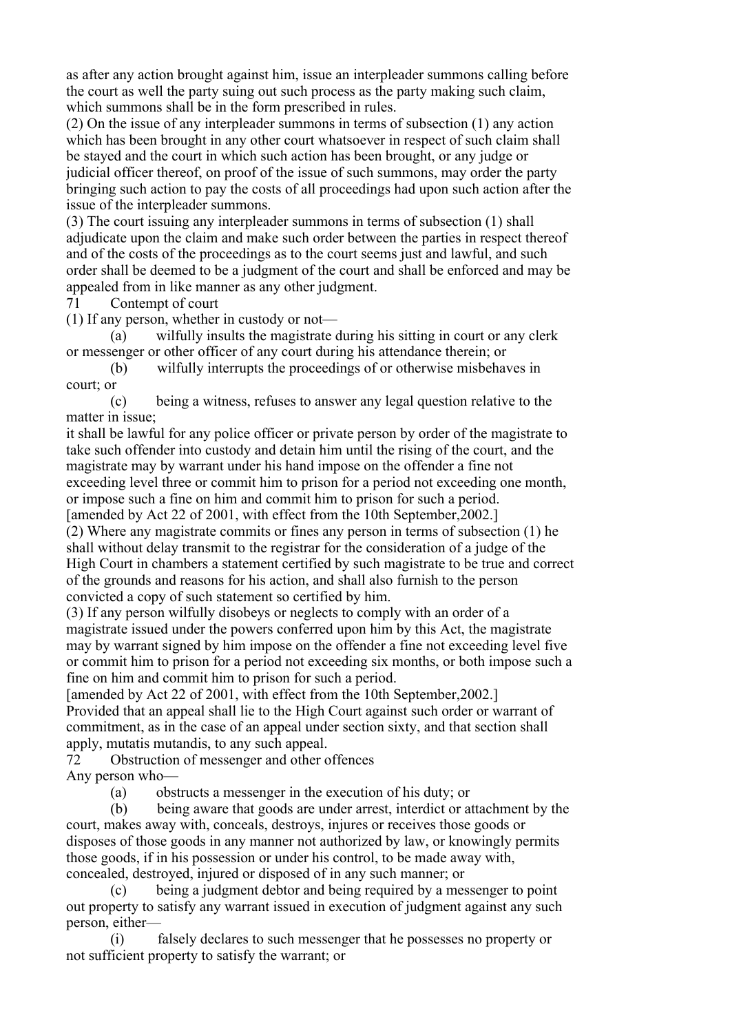as after any action brought against him, issue an interpleader summons calling before the court as well the party suing out such process as the party making such claim, which summons shall be in the form prescribed in rules.

(2) On the issue of any interpleader summons in terms of subsection (1) any action which has been brought in any other court whatsoever in respect of such claim shall be stayed and the court in which such action has been brought, or any judge or judicial officer thereof, on proof of the issue of such summons, may order the party bringing such action to pay the costs of all proceedings had upon such action after the issue of the interpleader summons.

(3) The court issuing any interpleader summons in terms of subsection (1) shall adjudicate upon the claim and make such order between the parties in respect thereof and of the costs of the proceedings as to the court seems just and lawful, and such order shall be deemed to be a judgment of the court and shall be enforced and may be appealed from in like manner as any other judgment.

## 71 Contempt of court

(1) If any person, whether in custody or not—

(a) wilfully insults the magistrate during his sitting in court or any clerk or messenger or other officer of any court during his attendance therein; or

(b) wilfully interrupts the proceedings of or otherwise misbehaves in court; or

(c) being a witness, refuses to answer any legal question relative to the matter in issue;

it shall be lawful for any police officer or private person by order of the magistrate to take such offender into custody and detain him until the rising of the court, and the magistrate may by warrant under his hand impose on the offender a fine not exceeding level three or commit him to prison for a period not exceeding one month, or impose such a fine on him and commit him to prison for such a period.

[amended by Act 22 of 2001, with effect from the 10th September,2002.]

(2) Where any magistrate commits or fines any person in terms of subsection (1) he shall without delay transmit to the registrar for the consideration of a judge of the High Court in chambers a statement certified by such magistrate to be true and correct of the grounds and reasons for his action, and shall also furnish to the person convicted a copy of such statement so certified by him.

(3) If any person wilfully disobeys or neglects to comply with an order of a magistrate issued under the powers conferred upon him by this Act, the magistrate may by warrant signed by him impose on the offender a fine not exceeding level five or commit him to prison for a period not exceeding six months, or both impose such a fine on him and commit him to prison for such a period.

[amended by Act 22 of 2001, with effect from the 10th September,2002.]

Provided that an appeal shall lie to the High Court against such order or warrant of commitment, as in the case of an appeal under section sixty, and that section shall apply, mutatis mutandis, to any such appeal.

## 72 Obstruction of messenger and other offences

Any person who—

(a) obstructs a messenger in the execution of his duty; or

(b) being aware that goods are under arrest, interdict or attachment by the court, makes away with, conceals, destroys, injures or receives those goods or disposes of those goods in any manner not authorized by law, or knowingly permits those goods, if in his possession or under his control, to be made away with, concealed, destroyed, injured or disposed of in any such manner; or

(c) being a judgment debtor and being required by a messenger to point out property to satisfy any warrant issued in execution of judgment against any such person, either—

(i) falsely declares to such messenger that he possesses no property or not sufficient property to satisfy the warrant; or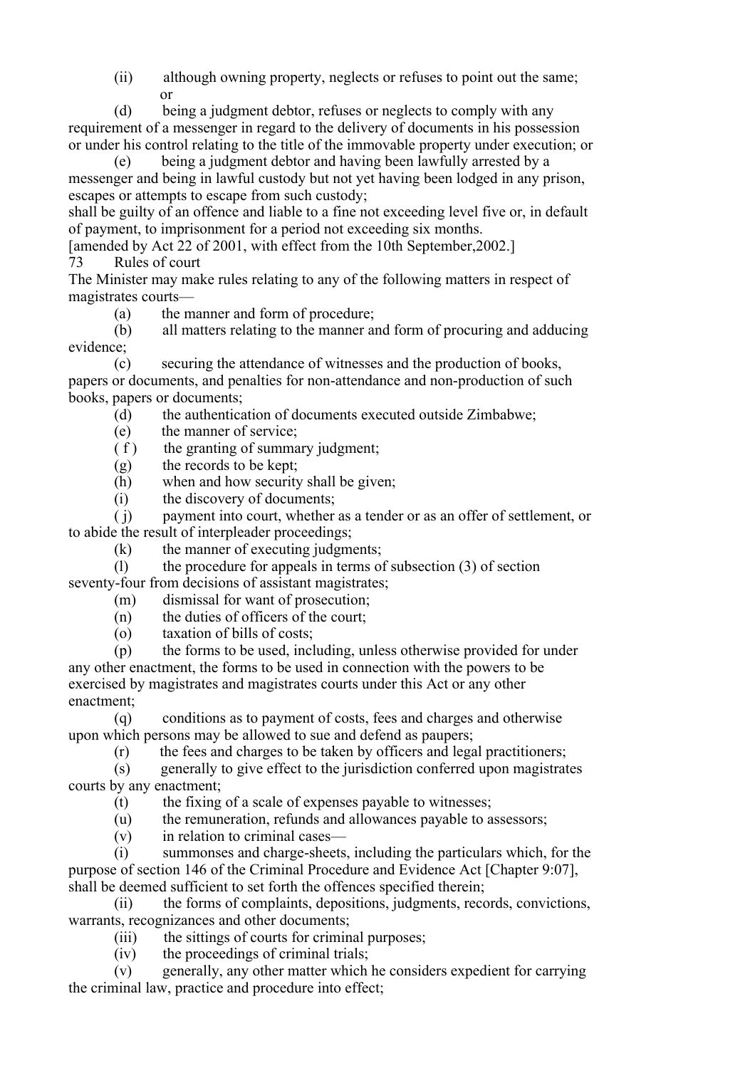(ii) although owning property, neglects or refuses to point out the same; or

(d) being a judgment debtor, refuses or neglects to comply with any requirement of a messenger in regard to the delivery of documents in his possession or under his control relating to the title of the immovable property under execution; or

(e) being a judgment debtor and having been lawfully arrested by a messenger and being in lawful custody but not yet having been lodged in any prison, escapes or attempts to escape from such custody;

shall be guilty of an offence and liable to a fine not exceeding level five or, in default of payment, to imprisonment for a period not exceeding six months.

[amended by Act 22 of 2001, with effect from the 10th September,2002.]

73 Rules of court

The Minister may make rules relating to any of the following matters in respect of magistrates courts—

(a) the manner and form of procedure;

(b) all matters relating to the manner and form of procuring and adducing evidence;

(c) securing the attendance of witnesses and the production of books, papers or documents, and penalties for non-attendance and non-production of such books, papers or documents;

(d) the authentication of documents executed outside Zimbabwe;

(e) the manner of service;

( f ) the granting of summary judgment;

(g) the records to be kept;

(h) when and how security shall be given;

(i) the discovery of documents;

( j) payment into court, whether as a tender or as an offer of settlement, or to abide the result of interpleader proceedings;

(k) the manner of executing judgments;

(l) the procedure for appeals in terms of subsection (3) of section seventy-four from decisions of assistant magistrates;

(m) dismissal for want of prosecution;

(n) the duties of officers of the court;

(o) taxation of bills of costs;

(p) the forms to be used, including, unless otherwise provided for under any other enactment, the forms to be used in connection with the powers to be exercised by magistrates and magistrates courts under this Act or any other enactment;

(q) conditions as to payment of costs, fees and charges and otherwise upon which persons may be allowed to sue and defend as paupers;

(r) the fees and charges to be taken by officers and legal practitioners;

(s) generally to give effect to the jurisdiction conferred upon magistrates courts by any enactment;

(t) the fixing of a scale of expenses payable to witnesses;

(u) the remuneration, refunds and allowances payable to assessors;

(v) in relation to criminal cases—

(i) summonses and charge-sheets, including the particulars which, for the purpose of section 146 of the Criminal Procedure and Evidence Act [Chapter 9:07], shall be deemed sufficient to set forth the offences specified therein;

(ii) the forms of complaints, depositions, judgments, records, convictions, warrants, recognizances and other documents;

(iii) the sittings of courts for criminal purposes;

(iv) the proceedings of criminal trials;

(v) generally, any other matter which he considers expedient for carrying the criminal law, practice and procedure into effect;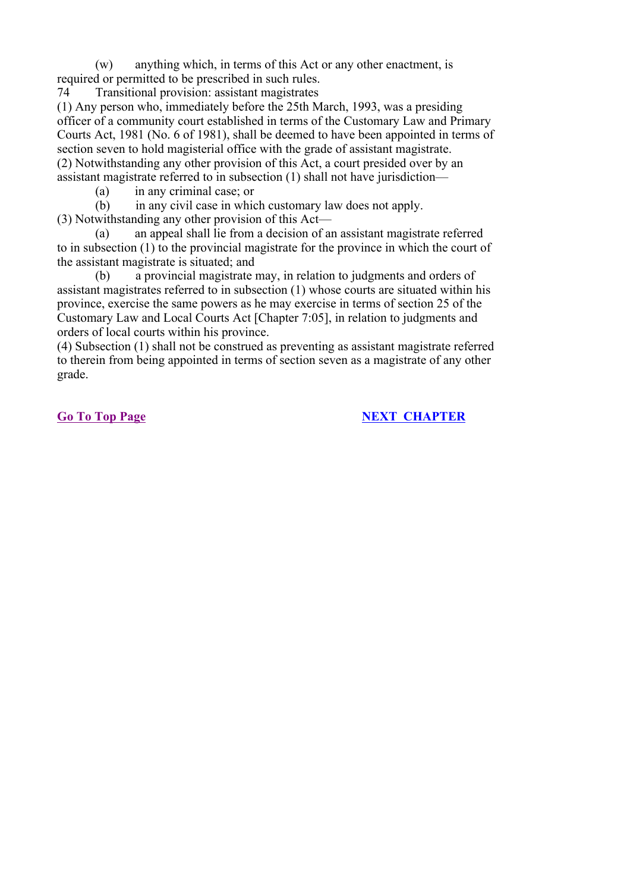(w) anything which, in terms of this Act or any other enactment, is required or permitted to be prescribed in such rules.

### 74 Transitional provision: assistant magistrates

(1) Any person who, immediately before the 25th March, 1993, was a presiding officer of a community court established in terms of the Customary Law and Primary Courts Act, 1981 (No. 6 of 1981), shall be deemed to have been appointed in terms of section seven to hold magisterial office with the grade of assistant magistrate.

(2) Notwithstanding any other provision of this Act, a court presided over by an assistant magistrate referred to in subsection (1) shall not have jurisdiction—

(a) in any criminal case; or

(b) in any civil case in which customary law does not apply.

(3) Notwithstanding any other provision of this Act—

(a) an appeal shall lie from a decision of an assistant magistrate referred to in subsection (1) to the provincial magistrate for the province in which the court of the assistant magistrate is situated; and

(b) a provincial magistrate may, in relation to judgments and orders of assistant magistrates referred to in subsection (1) whose courts are situated within his province, exercise the same powers as he may exercise in terms of section 25 of the Customary Law and Local Courts Act [Chapter 7:05], in relation to judgments and orders of local courts within his province.

(4) Subsection (1) shall not be construed as preventing as assistant magistrate referred to therein from being appointed in terms of section seven as a magistrate of any other grade.

**Go To Top Page** **NEXT CHAPTER**